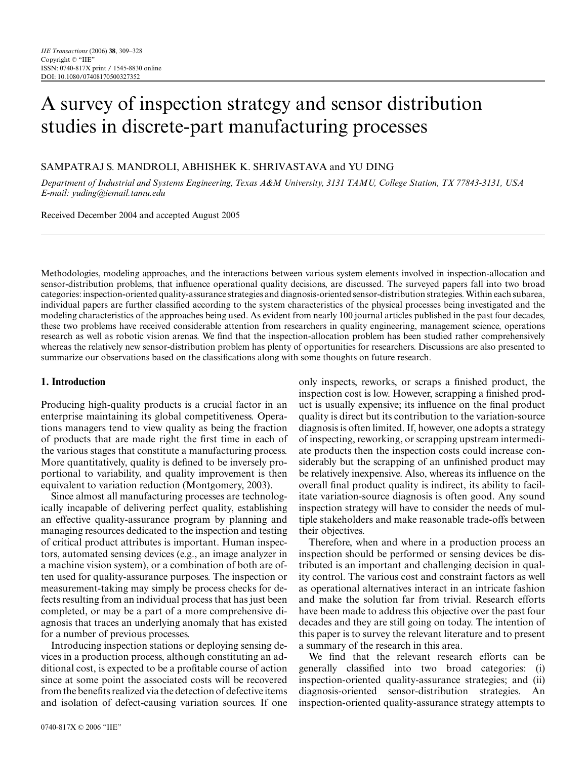# A survey of inspection strategy and sensor distribution studies in discrete-part manufacturing processes

SAMPATRAJ S. MANDROLI, ABHISHEK K. SHRIVASTAVA and YU DING

*Department of Industrial and Systems Engineering, Texas A&M University, 3131 TAMU, College Station, TX 77843-3131, USA*
*E-mail: yuding@iemail.tamu.edu*

Received December 2004 and accepted August 2005

Methodologies, modeling approaches, and the interactions between various system elements involved in inspection-allocation and sensor-distribution problems, that influence operational quality decisions, are discussed. The surveyed papers fall into two broad categories: inspection-oriented quality-assurance strategies and diagnosis-oriented sensor-distribution strategies. Within each subarea, individual papers are further classified according to the system characteristics of the physical processes being investigated and the modeling characteristics of the approaches being used. As evident from nearly 100 journal articles published in the past four decades, these two problems have received considerable attention from researchers in quality engineering, management science, operations research as well as robotic vision arenas. We find that the inspection-allocation problem has been studied rather comprehensively whereas the relatively new sensor-distribution problem has plenty of opportunities for researchers. Discussions are also presented to summarize our observations based on the classifications along with some thoughts on future research.

## 1. Introduction

Producing high-quality products is a crucial factor in an enterprise maintaining its global competitiveness. Operations managers tend to view quality as being the fraction of products that are made right the first time in each of the various stages that constitute a manufacturing process. More quantitatively, quality is defined to be inversely proportional to variability, and quality improvement is then equivalent to variation reduction (Montgomery, 2003).

Since almost all manufacturing processes are technologically incapable of delivering perfect quality, establishing an effective quality-assurance program by planning and managing resources dedicated to the inspection and testing of critical product attributes is important. Human inspectors, automated sensing devices (e.g., an image analyzer in a machine vision system), or a combination of both are often used for quality-assurance purposes. The inspection or measurement-taking may simply be process checks for defects resulting from an individual process that has just been completed, or may be a part of a more comprehensive diagnosis that traces an underlying anomaly that has existed for a number of previous processes.

Introducing inspection stations or deploying sensing devices in a production process, although constituting an additional cost, is expected to be a profitable course of action since at some point the associated costs will be recovered from the benefits realized via the detection of defective items and isolation of defect-causing variation sources. If one only inspects, reworks, or scraps a finished product, the inspection cost is low. However, scrapping a finished product is usually expensive; its influence on the final product quality is direct but its contribution to the variation-source diagnosis is often limited. If, however, one adopts a strategy of inspecting, reworking, or scrapping upstream intermediate products then the inspection costs could increase considerably but the scrapping of an unfinished product may be relatively inexpensive. Also, whereas its influence on the overall final product quality is indirect, its ability to facilitate variation-source diagnosis is often good. Any sound inspection strategy will have to consider the needs of multiple stakeholders and make reasonable trade-offs between their objectives.

Therefore, when and where in a production process an inspection should be performed or sensing devices be distributed is an important and challenging decision in quality control. The various cost and constraint factors as well as operational alternatives interact in an intricate fashion and make the solution far from trivial. Research efforts have been made to address this objective over the past four decades and they are still going on today. The intention of this paper is to survey the relevant literature and to present a summary of the research in this area.

We find that the relevant research efforts can be generally classified into two broad categories: (i) inspection-oriented quality-assurance strategies; and (ii) diagnosis-oriented sensor-distribution strategies. An inspection-oriented quality-assurance strategy attempts to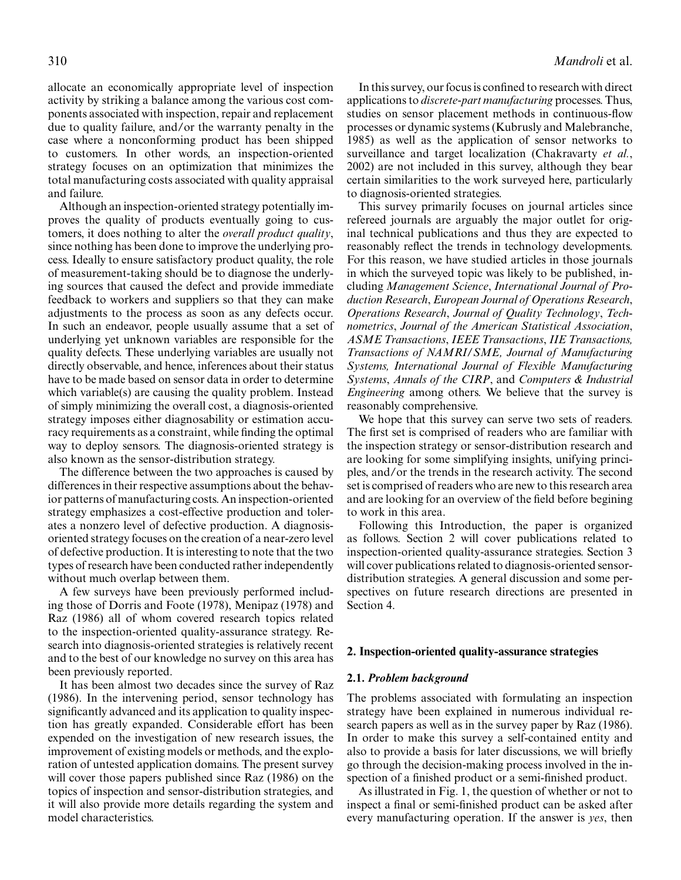allocate an economically appropriate level of inspection activity by striking a balance among the various cost components associated with inspection, repair and replacement due to quality failure, and/or the warranty penalty in the case where a nonconforming product has been shipped to customers. In other words, an inspection-oriented strategy focuses on an optimization that minimizes the total manufacturing costs associated with quality appraisal and failure.

Although an inspection-oriented strategy potentially improves the quality of products eventually going to customers, it does nothing to alter the *overall product quality*, since nothing has been done to improve the underlying process. Ideally to ensure satisfactory product quality, the role of measurement-taking should be to diagnose the underlying sources that caused the defect and provide immediate feedback to workers and suppliers so that they can make adjustments to the process as soon as any defects occur. In such an endeavor, people usually assume that a set of underlying yet unknown variables are responsible for the quality defects. These underlying variables are usually not directly observable, and hence, inferences about their status have to be made based on sensor data in order to determine which variable(s) are causing the quality problem. Instead of simply minimizing the overall cost, a diagnosis-oriented strategy imposes either diagnosability or estimation accuracy requirements as a constraint, while finding the optimal way to deploy sensors. The diagnosis-oriented strategy is also known as the sensor-distribution strategy.

The difference between the two approaches is caused by differences in their respective assumptions about the behavior patterns of manufacturing costs. An inspection-oriented strategy emphasizes a cost-effective production and tolerates a nonzero level of defective production. A diagnosis-oriented strategy focuses on the creation of a near-zero level of defective production. It is interesting to note that the two types of research have been conducted rather independently without much overlap between them.

A few surveys have been previously performed including those of Dorris and Foote (1978), Menipaz (1978) and Raz (1986) all of whom covered research topics related to the inspection-oriented quality-assurance strategy. Research into diagnosis-oriented strategies is relatively recent and to the best of our knowledge no survey on this area has been previously reported.

It has been almost two decades since the survey of Raz (1986). In the intervening period, sensor technology has significantly advanced and its application to quality inspection has greatly expanded. Considerable effort has been expended on the investigation of new research issues, the improvement of existing models or methods, and the exploration of untested application domains. The present survey will cover those papers published since Raz (1986) on the topics of inspection and sensor-distribution strategies, and it will also provide more details regarding the system and model characteristics.

In this survey, our focus is confined to research with direct applications to *discrete-part manufacturing* processes. Thus, studies on sensor placement methods in continuous-flow processes or dynamic systems (Kubrusly and Malebranche, 1985) as well as the application of sensor networks to surveillance and target localization (Chakravarty *et al.*, 2002) are not included in this survey, although they bear certain similarities to the work surveyed here, particularly to diagnosis-oriented strategies.

This survey primarily focuses on journal articles since refereed journals are arguably the major outlet for original technical publications and thus they are expected to reasonably reflect the trends in technology developments. For this reason, we have studied articles in those journals in which the surveyed topic was likely to be published, including *Management Science*, *International Journal of Production Research*, *European Journal of Operations Research*, *Operations Research*, *Journal of Quality Technology*, *Technometrics*, *Journal of the American Statistical Association*, *ASME Transactions*, *IEEE Transactions*, *IIE Transactions, Transactions of NAMRI/SME, Journal of Manufacturing Systems, International Journal of Flexible Manufacturing Systems*, *Annals of the CIRP*, and *Computers & Industrial Engineering* among others. We believe that the survey is reasonably comprehensive.

We hope that this survey can serve two sets of readers. The first set is comprised of readers who are familiar with the inspection strategy or sensor-distribution research and are looking for some simplifying insights, unifying principles, and/or the trends in the research activity. The second set is comprised of readers who are new to this research area and are looking for an overview of the field before begining to work in this area.

Following this Introduction, the paper is organized as follows. Section 2 will cover publications related to inspection-oriented quality-assurance strategies. Section 3 will cover publications related to diagnosis-oriented sensor-distribution strategies. A general discussion and some perspectives on future research directions are presented in Section 4.

## 2. Inspection-oriented quality-assurance strategies

### 2.1. *Problem background*

The problems associated with formulating an inspection strategy have been explained in numerous individual research papers as well as in the survey paper by Raz (1986). In order to make this survey a self-contained entity and also to provide a basis for later discussions, we will briefly go through the decision-making process involved in the inspection of a finished product or a semi-finished product.

As illustrated in Fig. 1, the question of whether or not to inspect a final or semi-finished product can be asked after every manufacturing operation. If the answer is *yes*, then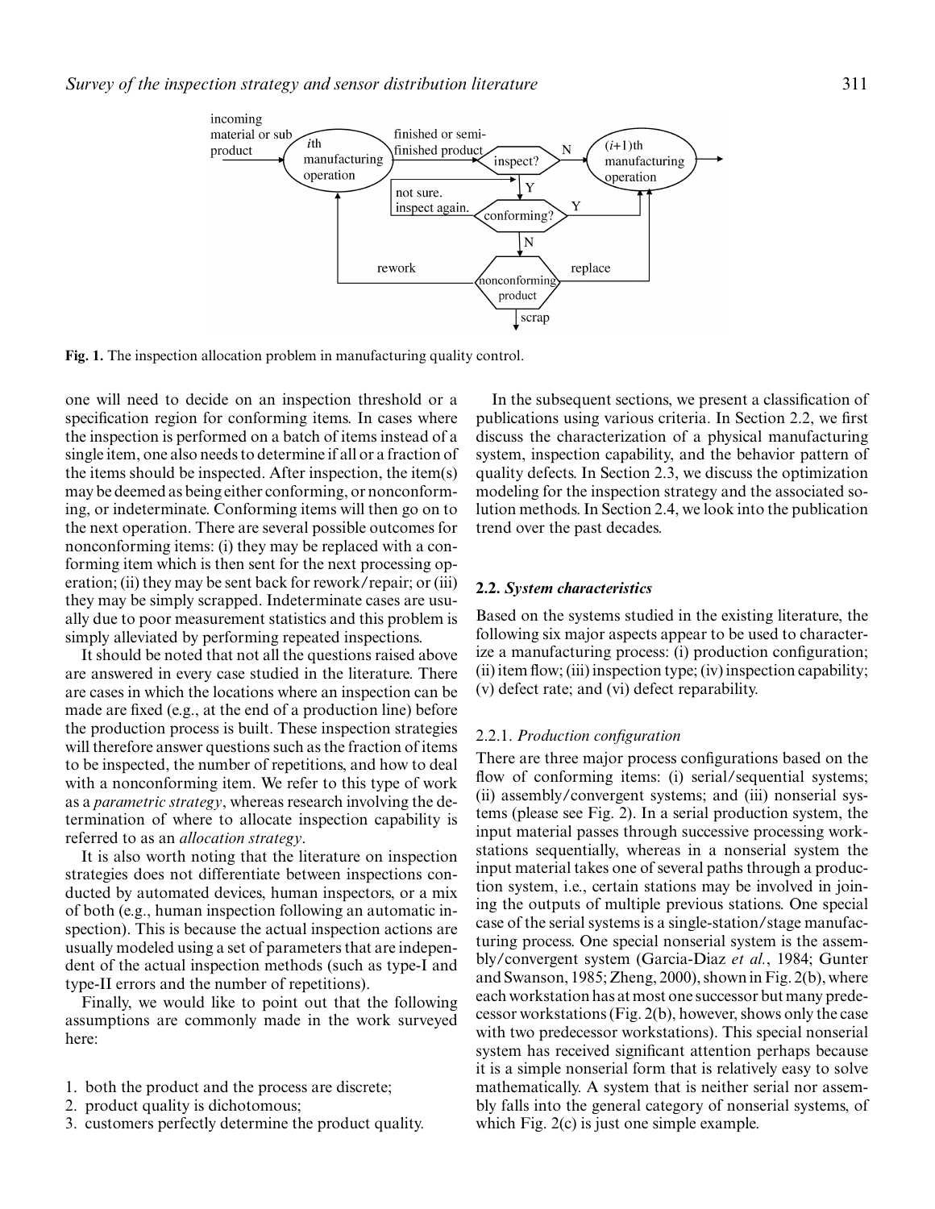incoming
material or sub
product
$i$th
manufacturing
operation
finished or semi-
finished product
inspect?
N
($i$+1)th
manufacturing
operation
not sure.
inspect again.
Y
conforming?
Y
N
rework
nonconforming
product
replace
scrap

**Fig. 1.** The inspection allocation problem in manufacturing quality control.

one will need to decide on an inspection threshold or a specification region for conforming items. In cases where the inspection is performed on a batch of items instead of a single item, one also needs to determine if all or a fraction of the items should be inspected. After inspection, the item(s) may be deemed as being either conforming, or nonconforming, or indeterminate. Conforming items will then go on to the next operation. There are several possible outcomes for nonconforming items: (i) they may be replaced with a conforming item which is then sent for the next processing operation; (ii) they may be sent back for rework/repair; or (iii) they may be simply scrapped. Indeterminate cases are usually due to poor measurement statistics and this problem is simply alleviated by performing repeated inspections.

It should be noted that not all the questions raised above are answered in every case studied in the literature. There are cases in which the locations where an inspection can be made are fixed (e.g., at the end of a production line) before the production process is built. These inspection strategies will therefore answer questions such as the fraction of items to be inspected, the number of repetitions, and how to deal with a nonconforming item. We refer to this type of work as a *parametric strategy*, whereas research involving the determination of where to allocate inspection capability is referred to as an *allocation strategy*.

It is also worth noting that the literature on inspection strategies does not differentiate between inspections conducted by automated devices, human inspectors, or a mix of both (e.g., human inspection following an automatic inspection). This is because the actual inspection actions are usually modeled using a set of parameters that are independent of the actual inspection methods (such as type-I and type-II errors and the number of repetitions).

Finally, we would like to point out that the following assumptions are commonly made in the work surveyed here:

1. both the product and the process are discrete;
2. product quality is dichotomous;
3. customers perfectly determine the product quality.

In the subsequent sections, we present a classification of publications using various criteria. In Section 2.2, we first discuss the characterization of a physical manufacturing system, inspection capability, and the behavior pattern of quality defects. In Section 2.3, we discuss the optimization modeling for the inspection strategy and the associated solution methods. In Section 2.4, we look into the publication trend over the past decades.

### 2.2. *System characteristics*

Based on the systems studied in the existing literature, the following six major aspects appear to be used to characterize a manufacturing process: (i) production configuration; (ii) item flow; (iii) inspection type; (iv) inspection capability; (v) defect rate; and (vi) defect reparability.

#### 2.2.1. *Production configuration*

There are three major process configurations based on the flow of conforming items: (i) serial/sequential systems; (ii) assembly/convergent systems; and (iii) nonserial systems (please see Fig. 2). In a serial production system, the input material passes through successive processing workstations sequentially, whereas in a nonserial system the input material takes one of several paths through a production system, i.e., certain stations may be involved in joining the outputs of multiple previous stations. One special case of the serial systems is a single-station/stage manufacturing process. One special nonserial system is the assembly/convergent system (Garcia-Diaz *et al.*, 1984; Gunter and Swanson, 1985; Zheng, 2000), shown in Fig. 2(b), where each workstation has at most one successor but many predecessor workstations (Fig. 2(b), however, shows only the case with two predecessor workstations). This special nonserial system has received significant attention perhaps because it is a simple nonserial form that is relatively easy to solve mathematically. A system that is neither serial nor assembly falls into the general category of nonserial systems, of which Fig. 2(c) is just one simple example.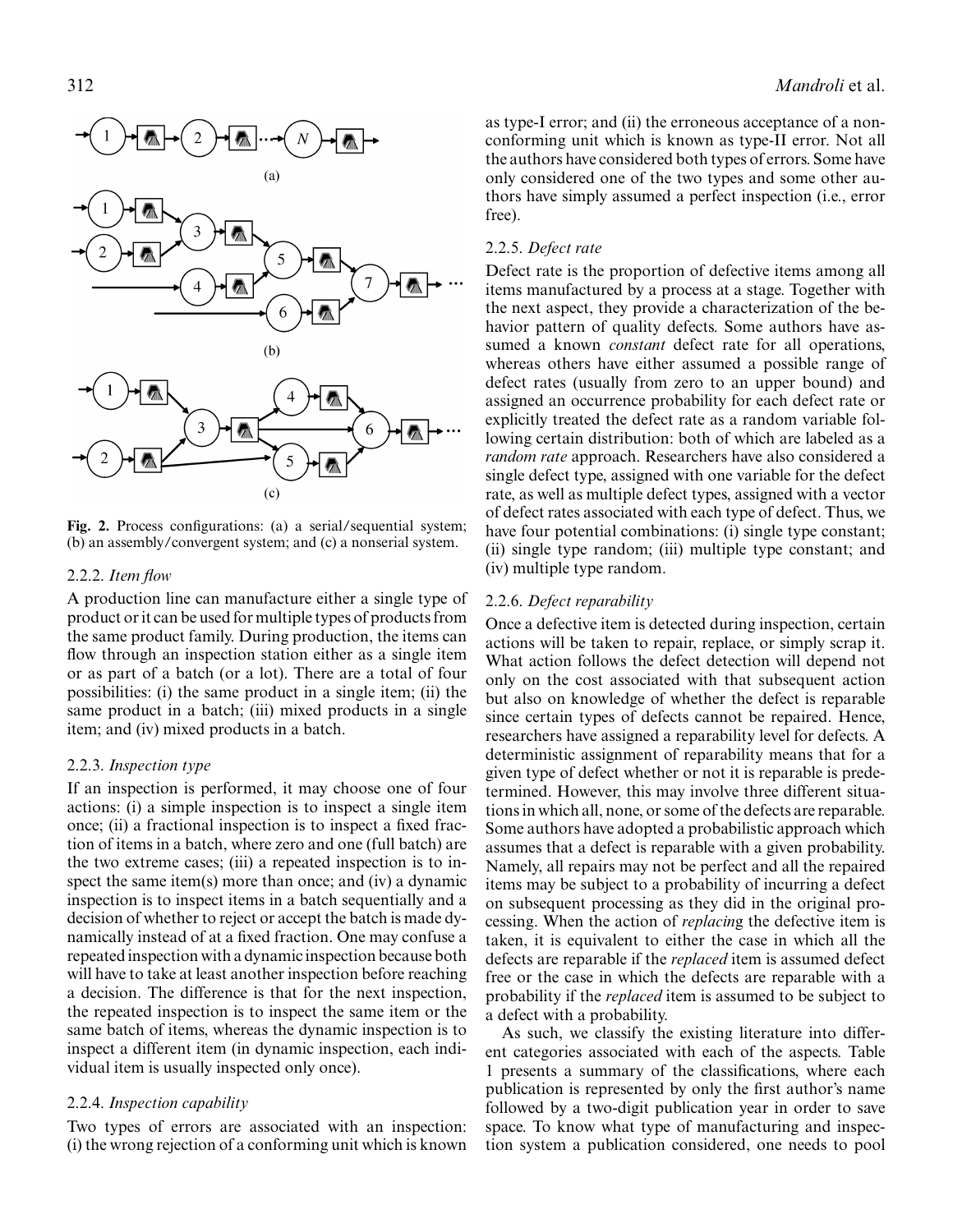Fig. 2. Process configurations: (a) a serial/sequential system; (b) an assembly/convergent system; and (c) a nonserial system.

#### 2.2.2. *Item flow*

A production line can manufacture either a single type of product or it can be used for multiple types of products from the same product family. During production, the items can flow through an inspection station either as a single item or as part of a batch (or a lot). There are a total of four possibilities: (i) the same product in a single item; (ii) the same product in a batch; (iii) mixed products in a single item; and (iv) mixed products in a batch.

#### 2.2.3. *Inspection type*

If an inspection is performed, it may choose one of four actions: (i) a simple inspection is to inspect a single item once; (ii) a fractional inspection is to inspect a fixed fraction of items in a batch, where zero and one (full batch) are the two extreme cases; (iii) a repeated inspection is to inspect the same item(s) more than once; and (iv) a dynamic inspection is to inspect items in a batch sequentially and a decision of whether to reject or accept the batch is made dynamically instead of at a fixed fraction. One may confuse a repeated inspection with a dynamic inspection because both will have to take at least another inspection before reaching a decision. The difference is that for the next inspection, the repeated inspection is to inspect the same item or the same batch of items, whereas the dynamic inspection is to inspect a different item (in dynamic inspection, each individual item is usually inspected only once).

#### 2.2.4. *Inspection capability*

Two types of errors are associated with an inspection: (i) the wrong rejection of a conforming unit which is known as type-I error; and (ii) the erroneous acceptance of a nonconforming unit which is known as type-II error. Not all the authors have considered both types of errors. Some have only considered one of the two types and some other authors have simply assumed a perfect inspection (i.e., error free).

#### 2.2.5. *Defect rate*

Defect rate is the proportion of defective items among all items manufactured by a process at a stage. Together with the next aspect, they provide a characterization of the behavior pattern of quality defects. Some authors have assumed a known *constant* defect rate for all operations, whereas others have either assumed a possible range of defect rates (usually from zero to an upper bound) and assigned an occurrence probability for each defect rate or explicitly treated the defect rate as a random variable following certain distribution: both of which are labeled as a *random rate* approach. Researchers have also considered a single defect type, assigned with one variable for the defect rate, as well as multiple defect types, assigned with a vector of defect rates associated with each type of defect. Thus, we have four potential combinations: (i) single type constant; (ii) single type random; (iii) multiple type constant; and (iv) multiple type random.

#### 2.2.6. *Defect reparability*

Once a defective item is detected during inspection, certain actions will be taken to repair, replace, or simply scrap it. What action follows the defect detection will depend not only on the cost associated with that subsequent action but also on knowledge of whether the defect is reparable since certain types of defects cannot be repaired. Hence, researchers have assigned a reparability level for defects. A deterministic assignment of reparability means that for a given type of defect whether or not it is reparable is predetermined. However, this may involve three different situations in which all, none, or some of the defects are reparable. Some authors have adopted a probabilistic approach which assumes that a defect is reparable with a given probability. Namely, all repairs may not be perfect and all the repaired items may be subject to a probability of incurring a defect on subsequent processing as they did in the original processing. When the action of *replacing* the defective item is taken, it is equivalent to either the case in which all the defects are reparable if the *replaced* item is assumed defect free or the case in which the defects are reparable with a probability if the *replaced* item is assumed to be subject to a defect with a probability.

As such, we classify the existing literature into different categories associated with each of the aspects. Table 1 presents a summary of the classifications, where each publication is represented by only the first author's name followed by a two-digit publication year in order to save space. To know what type of manufacturing and inspection system a publication considered, one needs to pool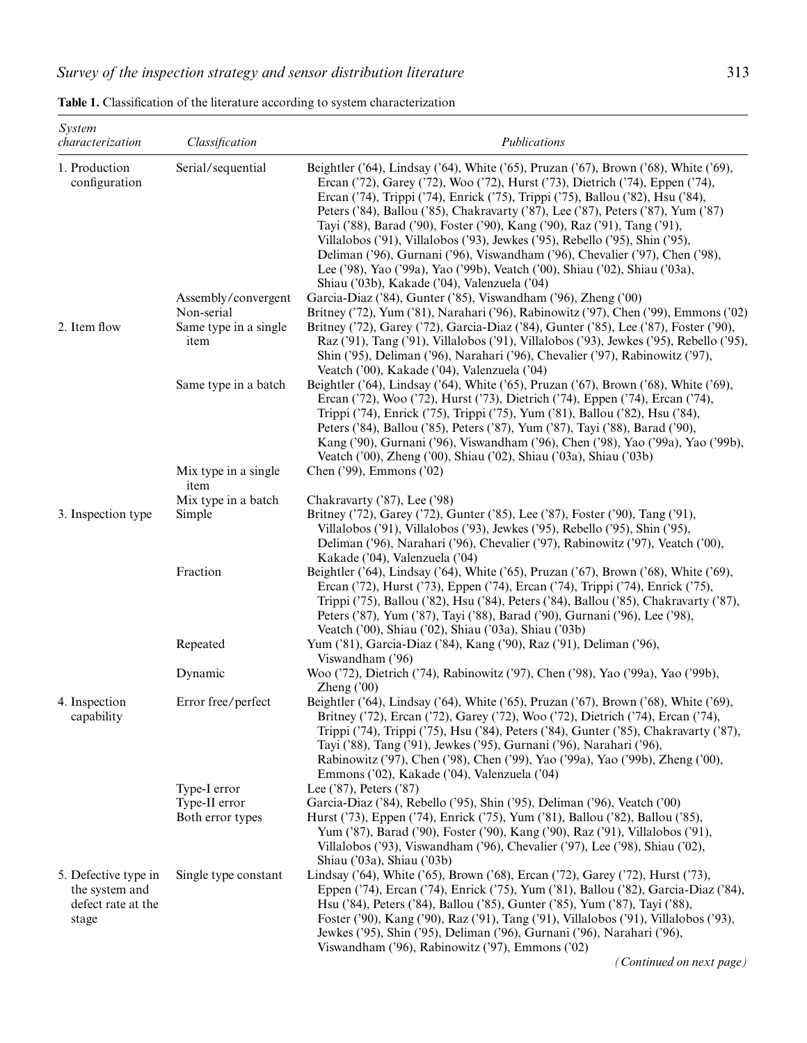**Table 1.** Classification of the literature according to system characterization

| *System characterization* | *Classification* | *Publications* |
|---|---|---|
| 1. Production configuration | Serial/sequential | Beightler ('64), Lindsay ('64), White ('65), Pruzan ('67), Brown ('68), White ('69), Ercan ('72), Garey ('72), Woo ('72), Hurst ('73), Dietrich ('74), Eppen ('74), Ercan ('74), Trippi ('74), Enrick ('75), Trippi ('75), Ballou ('82), Hsu ('84), Peters ('84), Ballou ('85), Chakravarty ('87), Lee ('87), Peters ('87), Yum ('87) Tayi ('88), Barad ('90), Foster ('90), Kang ('90), Raz ('91), Tang ('91), Villalobos ('91), Villalobos ('93), Jewkes ('95), Rebello ('95), Shin ('95), Deliman ('96), Gurnani ('96), Viswandham ('96), Chevalier ('97), Chen ('98), Lee ('98), Yao ('99a), Yao ('99b), Veatch ('00), Shiau ('02), Shiau ('03a), Shiau ('03b), Kakade ('04), Valenzuela ('04) |
| | Assembly/convergent | Garcia-Diaz ('84), Gunter ('85), Viswandham ('96), Zheng ('00) |
| | Non-serial | Britney ('72), Yum ('81), Narahari ('96), Rabinowitz ('97), Chen ('99), Emmons ('02) |
| 2. Item flow | Same type in a single item | Britney ('72), Garey ('72), Garcia-Diaz ('84), Gunter ('85), Lee ('87), Foster ('90), Raz ('91), Tang ('91), Villalobos ('91), Villalobos ('93), Jewkes ('95), Rebello ('95), Shin ('95), Deliman ('96), Narahari ('96), Chevalier ('97), Rabinowitz ('97), Veatch ('00), Kakade ('04), Valenzuela ('04) |
| | Same type in a batch | Beightler ('64), Lindsay ('64), White ('65), Pruzan ('67), Brown ('68), White ('69), Ercan ('72), Woo ('72), Hurst ('73), Dietrich ('74), Eppen ('74), Ercan ('74), Trippi ('74), Enrick ('75), Trippi ('75), Yum ('81), Ballou ('82), Hsu ('84), Peters ('84), Ballou ('85), Peters ('87), Yum ('87), Tayi ('88), Barad ('90), Kang ('90), Gurnani ('96), Viswandham ('96), Chen ('98), Yao ('99a), Yao ('99b), Veatch ('00), Zheng ('00), Shiau ('02), Shiau ('03a), Shiau ('03b) |
| | Mix type in a single item | Chen ('99), Emmons ('02) |
| | Mix type in a batch | Chakravarty ('87), Lee ('98) |
| 3. Inspection type | Simple | Britney ('72), Garey ('72), Gunter ('85), Lee ('87), Foster ('90), Tang ('91), Villalobos ('91), Villalobos ('93), Jewkes ('95), Rebello ('95), Shin ('95), Deliman ('96), Narahari ('96), Chevalier ('97), Rabinowitz ('97), Veatch ('00), Kakade ('04), Valenzuela ('04) |
| | Fraction | Beightler ('64), Lindsay ('64), White ('65), Pruzan ('67), Brown ('68), White ('69), Ercan ('72), Hurst ('73), Eppen ('74), Ercan ('74), Trippi ('74), Enrick ('75), Trippi ('75), Ballou ('82), Hsu ('84), Peters ('84), Ballou ('85), Chakravarty ('87), Peters ('87), Yum ('87), Tayi ('88), Barad ('90), Gurnani ('96), Lee ('98), Veatch ('00), Shiau ('02), Shiau ('03a), Shiau ('03b) |
| | Repeated | Yum ('81), Garcia-Diaz ('84), Kang ('90), Raz ('91), Deliman ('96), Viswandham ('96) |
| | Dynamic | Woo ('72), Dietrich ('74), Rabinowitz ('97), Chen ('98), Yao ('99a), Yao ('99b), Zheng ('00) |
| 4. Inspection capability | Error free/perfect | Beightler ('64), Lindsay ('64), White ('65), Pruzan ('67), Brown ('68), White ('69), Britney ('72), Ercan ('72), Garey ('72), Woo ('72), Dietrich ('74), Ercan ('74), Trippi ('74), Trippi ('75), Hsu ('84), Peters ('84), Gunter ('85), Chakravarty ('87), Tayi ('88), Tang ('91), Jewkes ('95), Gurnani ('96), Narahari ('96), Rabinowitz ('97), Chen ('98), Chen ('99), Yao ('99a), Yao ('99b), Zheng ('00), Emmons ('02), Kakade ('04), Valenzuela ('04) |
| | Type-I error | Lee ('87), Peters ('87) |
| | Type-II error | Garcia-Diaz ('84), Rebello ('95), Shin ('95), Deliman ('96), Veatch ('00) |
| | Both error types | Hurst ('73), Eppen ('74), Enrick ('75), Yum ('81), Ballou ('82), Ballou ('85), Yum ('87), Barad ('90), Foster ('90), Kang ('90), Raz ('91), Villalobos ('91), Villalobos ('93), Viswandham ('96), Chevalier ('97), Lee ('98), Shiau ('02), Shiau ('03a), Shiau ('03b) |
| 5. Defective type in the system and defect rate at the stage | Single type constant | Lindsay ('64), White ('65), Brown ('68), Ercan ('72), Garey ('72), Hurst ('73), Eppen ('74), Ercan ('74), Enrick ('75), Yum ('81), Ballou ('82), Garcia-Diaz ('84), Hsu ('84), Peters ('84), Ballou ('85), Gunter ('85), Yum ('87), Tayi ('88), Foster ('90), Kang ('90), Raz ('91), Tang ('91), Villalobos ('91), Villalobos ('93), Jewkes ('95), Shin ('95), Deliman ('96), Gurnani ('96), Narahari ('96), Viswandham ('96), Rabinowitz ('97), Emmons ('02) |

*(Continued on next page)*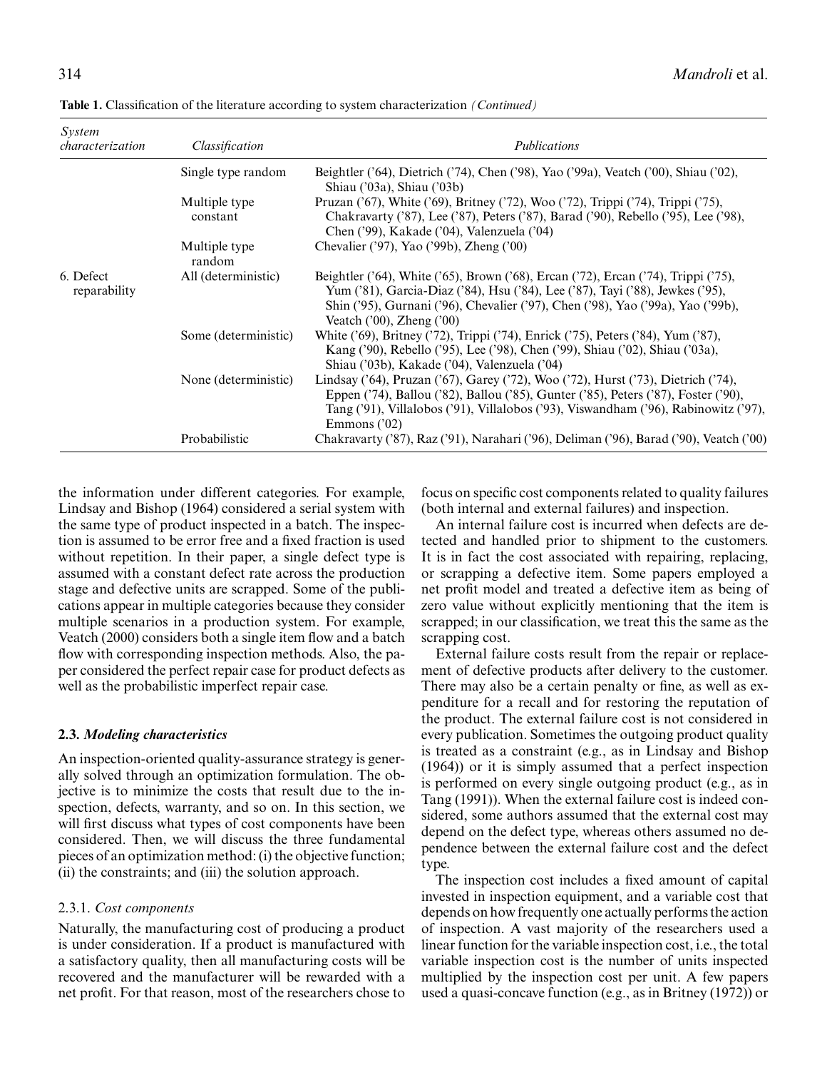**Table 1.** Classification of the literature according to system characterization *(Continued)*

| *System characterization* | *Classification* | *Publications* |
|---|---|---|
| | Single type random | Beightler ('64), Dietrich ('74), Chen ('98), Yao ('99a), Veatch ('00), Shiau ('02), Shiau ('03a), Shiau ('03b) |
| | Multiple type constant | Pruzan ('67), White ('69), Britney ('72), Woo ('72), Trippi ('74), Trippi ('75), Chakravarty ('87), Lee ('87), Peters ('87), Barad ('90), Rebello ('95), Lee ('98), Chen ('99), Kakade ('04), Valenzuela ('04) |
| | Multiple type random | Chevalier ('97), Yao ('99b), Zheng ('00) |
| 6. Defect reparability | All (deterministic) | Beightler ('64), White ('65), Brown ('68), Ercan ('72), Ercan ('74), Trippi ('75), Yum ('81), Garcia-Diaz ('84), Hsu ('84), Lee ('87), Tayi ('88), Jewkes ('95), Shin ('95), Gurnani ('96), Chevalier ('97), Chen ('98), Yao ('99a), Yao ('99b), Veatch ('00), Zheng ('00) |
| | Some (deterministic) | White ('69), Britney ('72), Trippi ('74), Enrick ('75), Peters ('84), Yum ('87), Kang ('90), Rebello ('95), Lee ('98), Chen ('99), Shiau ('02), Shiau ('03a), Shiau ('03b), Kakade ('04), Valenzuela ('04) |
| | None (deterministic) | Lindsay ('64), Pruzan ('67), Garey ('72), Woo ('72), Hurst ('73), Dietrich ('74), Eppen ('74), Ballou ('82), Ballou ('85), Gunter ('85), Peters ('87), Foster ('90), Tang ('91), Villalobos ('91), Villalobos ('93), Viswandham ('96), Rabinowitz ('97), Emmons ('02) |
| | Probabilistic | Chakravarty ('87), Raz ('91), Narahari ('96), Deliman ('96), Barad ('90), Veatch ('00) |

the information under different categories. For example, Lindsay and Bishop (1964) considered a serial system with the same type of product inspected in a batch. The inspection is assumed to be error free and a fixed fraction is used without repetition. In their paper, a single defect type is assumed with a constant defect rate across the production stage and defective units are scrapped. Some of the publications appear in multiple categories because they consider multiple scenarios in a production system. For example, Veatch (2000) considers both a single item flow and a batch flow with corresponding inspection methods. Also, the paper considered the perfect repair case for product defects as well as the probabilistic imperfect repair case.

### 2.3. *Modeling characteristics*

An inspection-oriented quality-assurance strategy is generally solved through an optimization formulation. The objective is to minimize the costs that result due to the inspection, defects, warranty, and so on. In this section, we will first discuss what types of cost components have been considered. Then, we will discuss the three fundamental pieces of an optimization method: (i) the objective function; (ii) the constraints; and (iii) the solution approach.

#### 2.3.1. *Cost components*

Naturally, the manufacturing cost of producing a product is under consideration. If a product is manufactured with a satisfactory quality, then all manufacturing costs will be recovered and the manufacturer will be rewarded with a net profit. For that reason, most of the researchers chose to focus on specific cost components related to quality failures (both internal and external failures) and inspection.

An internal failure cost is incurred when defects are detected and handled prior to shipment to the customers. It is in fact the cost associated with repairing, replacing, or scrapping a defective item. Some papers employed a net profit model and treated a defective item as being of zero value without explicitly mentioning that the item is scrapped; in our classification, we treat this the same as the scrapping cost.

External failure costs result from the repair or replacement of defective products after delivery to the customer. There may also be a certain penalty or fine, as well as expenditure for a recall and for restoring the reputation of the product. The external failure cost is not considered in every publication. Sometimes the outgoing product quality is treated as a constraint (e.g., as in Lindsay and Bishop (1964)) or it is simply assumed that a perfect inspection is performed on every single outgoing product (e.g., as in Tang (1991)). When the external failure cost is indeed considered, some authors assumed that the external cost may depend on the defect type, whereas others assumed no dependence between the external failure cost and the defect type.

The inspection cost includes a fixed amount of capital invested in inspection equipment, and a variable cost that depends on how frequently one actually performs the action of inspection. A vast majority of the researchers used a linear function for the variable inspection cost, i.e., the total variable inspection cost is the number of units inspected multiplied by the inspection cost per unit. A few papers used a quasi-concave function (e.g., as in Britney (1972)) or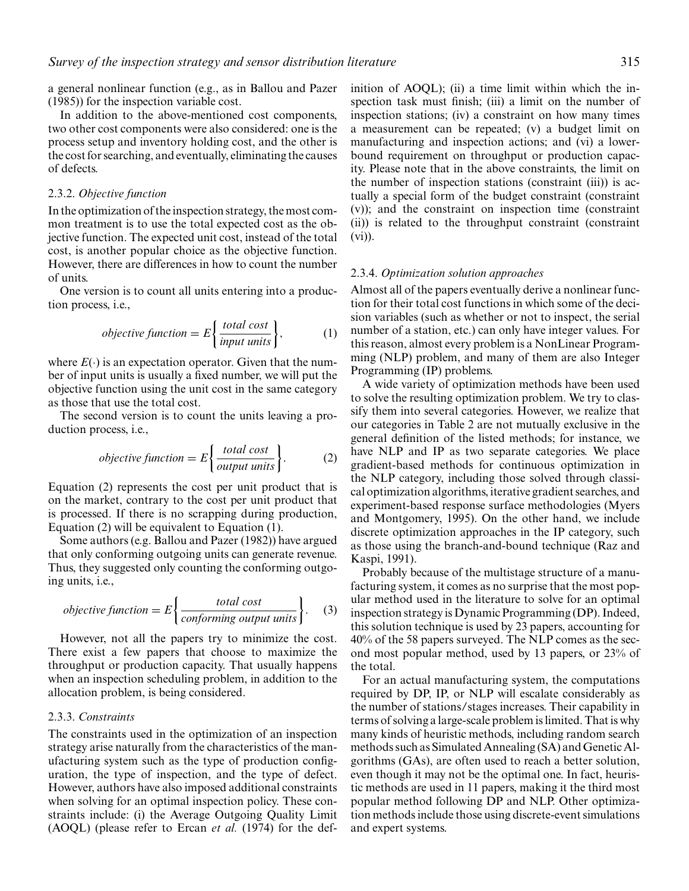a general nonlinear function (e.g., as in Ballou and Pazer (1985)) for the inspection variable cost.

In addition to the above-mentioned cost components, two other cost components were also considered: one is the process setup and inventory holding cost, and the other is the cost for searching, and eventually, eliminating the causes of defects.

#### 2.3.2. *Objective function*

In the optimization of the inspection strategy, the most common treatment is to use the total expected cost as the objective function. The expected unit cost, instead of the total cost, is another popular choice as the objective function. However, there are differences in how to count the number of units.

One version is to count all units entering into a production process, i.e.,

$$\textit{objective function} = E\left\{\frac{\textit{total cost}}{\textit{input units}}\right\}, \tag{1}$$

where $E(\cdot)$ is an expectation operator. Given that the number of input units is usually a fixed number, we will put the objective function using the unit cost in the same category as those that use the total cost.

The second version is to count the units leaving a production process, i.e.,

$$\textit{objective function} = E\left\{\frac{\textit{total cost}}{\textit{output units}}\right\}. \tag{2}$$

Equation (2) represents the cost per unit product that is on the market, contrary to the cost per unit product that is processed. If there is no scrapping during production, Equation (2) will be equivalent to Equation (1).

Some authors (e.g. Ballou and Pazer (1982)) have argued that only conforming outgoing units can generate revenue. Thus, they suggested only counting the conforming outgoing units, i.e.,

$$\textit{objective function} = E\left\{\frac{\textit{total cost}}{\textit{conforming output units}}\right\}. \tag{3}$$

However, not all the papers try to minimize the cost. There exist a few papers that choose to maximize the throughput or production capacity. That usually happens when an inspection scheduling problem, in addition to the allocation problem, is being considered.

#### 2.3.3. *Constraints*

The constraints used in the optimization of an inspection strategy arise naturally from the characteristics of the manufacturing system such as the type of production configuration, the type of inspection, and the type of defect. However, authors have also imposed additional constraints when solving for an optimal inspection policy. These constraints include: (i) the Average Outgoing Quality Limit (AOQL) (please refer to Ercan *et al.* (1974) for the definition of AOQL); (ii) a time limit within which the inspection task must finish; (iii) a limit on the number of inspection stations; (iv) a constraint on how many times a measurement can be repeated; (v) a budget limit on manufacturing and inspection actions; and (vi) a lower-bound requirement on throughput or production capacity. Please note that in the above constraints, the limit on the number of inspection stations (constraint (iii)) is actually a special form of the budget constraint (constraint (v)); and the constraint on inspection time (constraint (ii)) is related to the throughput constraint (constraint (vi)).

#### 2.3.4. *Optimization solution approaches*

Almost all of the papers eventually derive a nonlinear function for their total cost functions in which some of the decision variables (such as whether or not to inspect, the serial number of a station, etc.) can only have integer values. For this reason, almost every problem is a NonLinear Programming (NLP) problem, and many of them are also Integer Programming (IP) problems.

A wide variety of optimization methods have been used to solve the resulting optimization problem. We try to classify them into several categories. However, we realize that our categories in Table 2 are not mutually exclusive in the general definition of the listed methods; for instance, we have NLP and IP as two separate categories. We place gradient-based methods for continuous optimization in the NLP category, including those solved through classical optimization algorithms, iterative gradient searches, and experiment-based response surface methodologies (Myers and Montgomery, 1995). On the other hand, we include discrete optimization approaches in the IP category, such as those using the branch-and-bound technique (Raz and Kaspi, 1991).

Probably because of the multistage structure of a manufacturing system, it comes as no surprise that the most popular method used in the literature to solve for an optimal inspection strategy is Dynamic Programming (DP). Indeed, this solution technique is used by 23 papers, accounting for 40% of the 58 papers surveyed. The NLP comes as the second most popular method, used by 13 papers, or 23% of the total.

For an actual manufacturing system, the computations required by DP, IP, or NLP will escalate considerably as the number of stations/stages increases. Their capability in terms of solving a large-scale problem is limited. That is why many kinds of heuristic methods, including random search methods such as Simulated Annealing (SA) and Genetic Algorithms (GAs), are often used to reach a better solution, even though it may not be the optimal one. In fact, heuristic methods are used in 11 papers, making it the third most popular method following DP and NLP. Other optimization methods include those using discrete-event simulations and expert systems.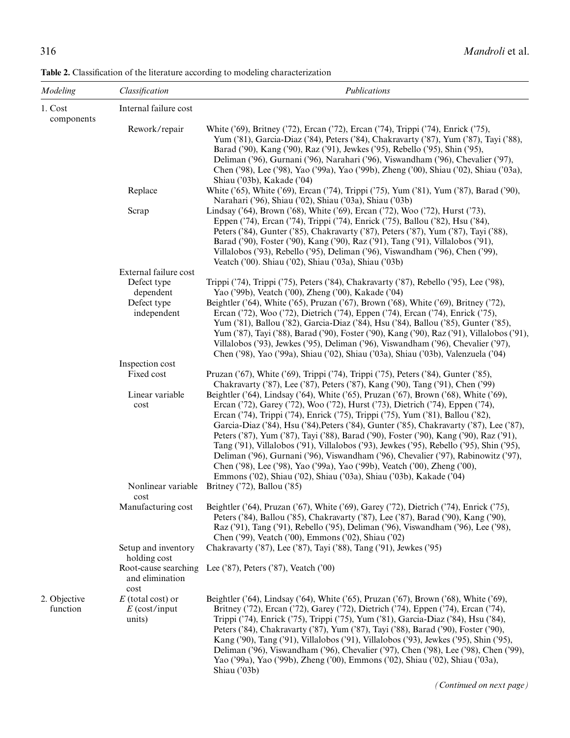**Table 2.** Classification of the literature according to modeling characterization

| *Modeling* | *Classification* | *Publications* |
|---|---|---|
| 1. Cost components | Internal failure cost | |
| | Rework/repair | White ('69), Britney ('72), Ercan ('72), Ercan ('74), Trippi ('74), Enrick ('75), Yum ('81), Garcia-Diaz ('84), Peters ('84), Chakravarty ('87), Yum ('87), Tayi ('88), Barad ('90), Kang ('90), Raz ('91), Jewkes ('95), Rebello ('95), Shin ('95), Deliman ('96), Gurnani ('96), Narahari ('96), Viswandham ('96), Chevalier ('97), Chen ('98), Lee ('98), Yao ('99a), Yao ('99b), Zheng ('00), Shiau ('02), Shiau ('03a), Shiau ('03b), Kakade ('04) |
| | Replace | White ('65), White ('69), Ercan ('74), Trippi ('75), Yum ('81), Yum ('87), Barad ('90), Narahari ('96), Shiau ('02), Shiau ('03a), Shiau ('03b) |
| | Scrap | Lindsay ('64), Brown ('68), White ('69), Ercan ('72), Woo ('72), Hurst ('73), Eppen ('74), Ercan ('74), Trippi ('74), Enrick ('75), Ballou ('82), Hsu ('84), Peters ('84), Gunter ('85), Chakravarty ('87), Peters ('87), Yum ('87), Tayi ('88), Barad ('90), Foster ('90), Kang ('90), Raz ('91), Tang ('91), Villalobos ('91), Villalobos ('93), Rebello ('95), Deliman ('96), Viswandham ('96), Chen ('99), Veatch ('00). Shiau ('02), Shiau ('03a), Shiau ('03b) |
| | External failure cost | |
| | Defect type dependent | Trippi ('74), Trippi ('75), Peters ('84), Chakravarty ('87), Rebello ('95), Lee ('98), Yao ('99b), Veatch ('00), Zheng ('00), Kakade ('04) |
| | Defect type independent | Beightler ('64), White ('65), Pruzan ('67), Brown ('68), White ('69), Britney ('72), Ercan ('72), Woo ('72), Dietrich ('74), Eppen ('74), Ercan ('74), Enrick ('75), Yum ('81), Ballou ('82), Garcia-Diaz ('84), Hsu ('84), Ballou ('85), Gunter ('85), Yum ('87), Tayi ('88), Barad ('90), Foster ('90), Kang ('90), Raz ('91), Villalobos ('91), Villalobos ('93), Jewkes ('95), Deliman ('96), Viswandham ('96), Chevalier ('97), Chen ('98), Yao ('99a), Shiau ('02), Shiau ('03a), Shiau ('03b), Valenzuela ('04) |
| | Inspection cost | |
| | Fixed cost | Pruzan ('67), White ('69), Trippi ('74), Trippi ('75), Peters ('84), Gunter ('85), Chakravarty ('87), Lee ('87), Peters ('87), Kang ('90), Tang ('91), Chen ('99) |
| | Linear variable cost | Beightler ('64), Lindsay ('64), White ('65), Pruzan ('67), Brown ('68), White ('69), Ercan ('72), Garey ('72), Woo ('72), Hurst ('73), Dietrich ('74), Eppen ('74), Ercan ('74), Trippi ('74), Enrick ('75), Trippi ('75), Yum ('81), Ballou ('82), Garcia-Diaz ('84), Hsu ('84),Peters ('84), Gunter ('85), Chakravarty ('87), Lee ('87), Peters ('87), Yum ('87), Tayi ('88), Barad ('90), Foster ('90), Kang ('90), Raz ('91), Tang ('91), Villalobos ('91), Villalobos ('93), Jewkes ('95), Rebello ('95), Shin ('95), Deliman ('96), Gurnani ('96), Viswandham ('96), Chevalier ('97), Rabinowitz ('97), Chen ('98), Lee ('98), Yao ('99a), Yao ('99b), Veatch ('00), Zheng ('00), Emmons ('02), Shiau ('02), Shiau ('03a), Shiau ('03b), Kakade ('04) |
| | Nonlinear variable cost | Britney ('72), Ballou ('85) |
| | Manufacturing cost | Beightler ('64), Pruzan ('67), White ('69), Garey ('72), Dietrich ('74), Enrick ('75), Peters ('84), Ballou ('85), Chakravarty ('87), Lee ('87), Barad ('90), Kang ('90), Raz ('91), Tang ('91), Rebello ('95), Deliman ('96), Viswandham ('96), Lee ('98), Chen ('99), Veatch ('00), Emmons ('02), Shiau ('02) |
| | Setup and inventory holding cost | Chakravarty ('87), Lee ('87), Tayi ('88), Tang ('91), Jewkes ('95) |
| | Root-cause searching and elimination cost | Lee ('87), Peters ('87), Veatch ('00) |
| 2. Objective function | $E$ (total cost) or $E$ (cost/input units) | Beightler ('64), Lindsay ('64), White ('65), Pruzan ('67), Brown ('68), White ('69), Britney ('72), Ercan ('72), Garey ('72), Dietrich ('74), Eppen ('74), Ercan ('74), Trippi ('74), Enrick ('75), Trippi ('75), Yum ('81), Garcia-Diaz ('84), Hsu ('84), Peters ('84), Chakravarty ('87), Yum ('87), Tayi ('88), Barad ('90), Foster ('90), Kang ('90), Tang ('91), Villalobos ('91), Villalobos ('93), Jewkes ('95), Shin ('95), Deliman ('96), Viswandham ('96), Chevalier ('97), Chen ('98), Lee ('98), Chen ('99), Yao ('99a), Yao ('99b), Zheng ('00), Emmons ('02), Shiau ('02), Shiau ('03a), Shiau ('03b) |

*(Continued on next page)*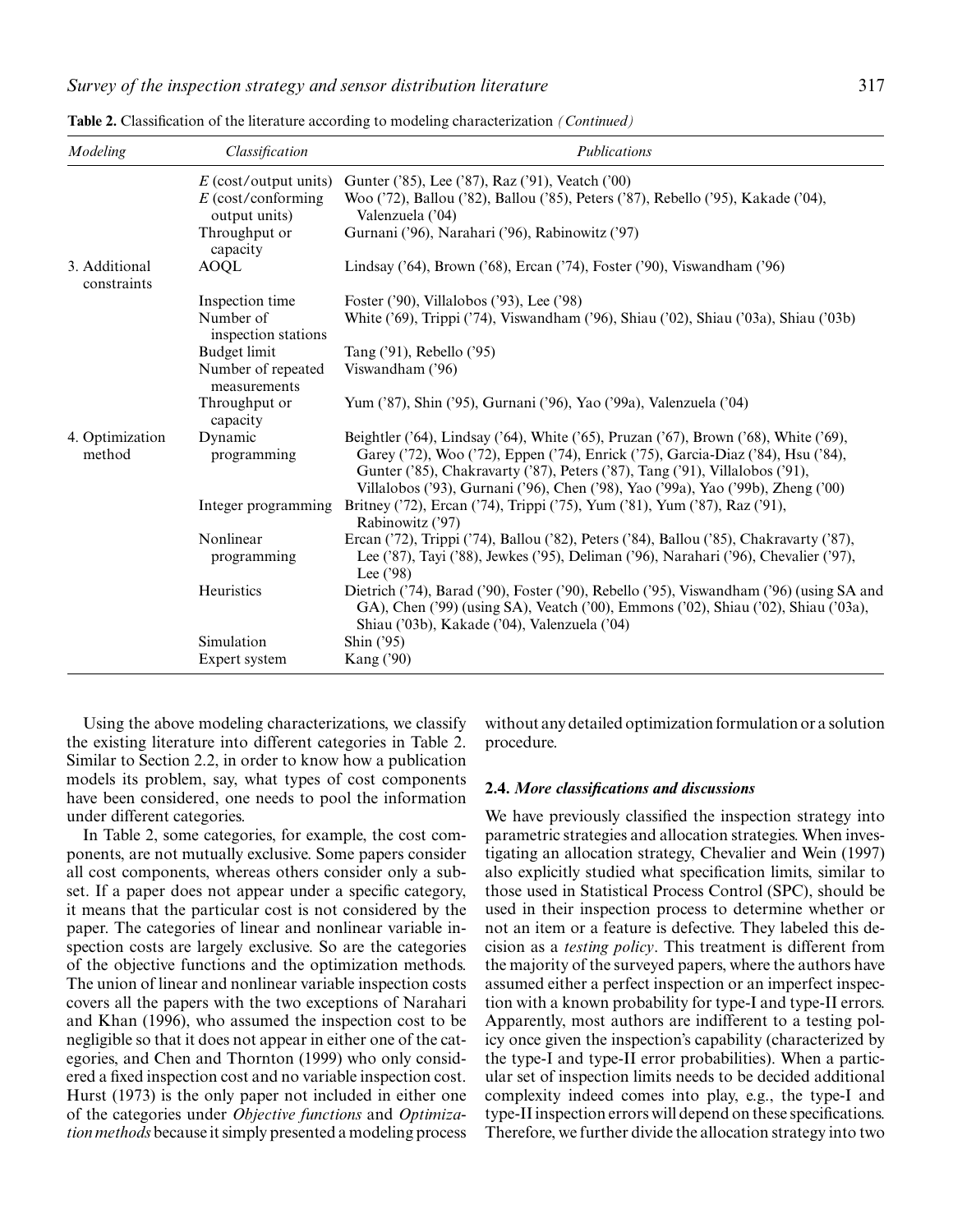**Table 2.** Classification of the literature according to modeling characterization *(Continued)*

| *Modeling* | *Classification* | *Publications* |
|---|---|---|
| | $E$ (cost/output units) | Gunter ('85), Lee ('87), Raz ('91), Veatch ('00) |
| | $E$ (cost/conforming output units) | Woo ('72), Ballou ('82), Ballou ('85), Peters ('87), Rebello ('95), Kakade ('04), Valenzuela ('04) |
| | Throughput or capacity | Gurnani ('96), Narahari ('96), Rabinowitz ('97) |
| 3. Additional constraints | AOQL | Lindsay ('64), Brown ('68), Ercan ('74), Foster ('90), Viswandham ('96) |
| | Inspection time | Foster ('90), Villalobos ('93), Lee ('98) |
| | Number of inspection stations | White ('69), Trippi ('74), Viswandham ('96), Shiau ('02), Shiau ('03a), Shiau ('03b) |
| | Budget limit | Tang ('91), Rebello ('95) |
| | Number of repeated measurements | Viswandham ('96) |
| | Throughput or capacity | Yum ('87), Shin ('95), Gurnani ('96), Yao ('99a), Valenzuela ('04) |
| 4. Optimization method | Dynamic programming | Beightler ('64), Lindsay ('64), White ('65), Pruzan ('67), Brown ('68), White ('69), Garey ('72), Woo ('72), Eppen ('74), Enrick ('75), Garcia-Diaz ('84), Hsu ('84), Gunter ('85), Chakravarty ('87), Peters ('87), Tang ('91), Villalobos ('91), Villalobos ('93), Gurnani ('96), Chen ('98), Yao ('99a), Yao ('99b), Zheng ('00) |
| | Integer programming | Britney ('72), Ercan ('74), Trippi ('75), Yum ('81), Yum ('87), Raz ('91), Rabinowitz ('97) |
| | Nonlinear programming | Ercan ('72), Trippi ('74), Ballou ('82), Peters ('84), Ballou ('85), Chakravarty ('87), Lee ('87), Tayi ('88), Jewkes ('95), Deliman ('96), Narahari ('96), Chevalier ('97), Lee ('98) |
| | Heuristics | Dietrich ('74), Barad ('90), Foster ('90), Rebello ('95), Viswandham ('96) (using SA and GA), Chen ('99) (using SA), Veatch ('00), Emmons ('02), Shiau ('02), Shiau ('03a), Shiau ('03b), Kakade ('04), Valenzuela ('04) |
| | Simulation | Shin ('95) |
| | Expert system | Kang ('90) |

Using the above modeling characterizations, we classify the existing literature into different categories in Table 2. Similar to Section 2.2, in order to know how a publication models its problem, say, what types of cost components have been considered, one needs to pool the information under different categories.

In Table 2, some categories, for example, the cost components, are not mutually exclusive. Some papers consider all cost components, whereas others consider only a subset. If a paper does not appear under a specific category, it means that the particular cost is not considered by the paper. The categories of linear and nonlinear variable inspection costs are largely exclusive. So are the categories of the objective functions and the optimization methods. The union of linear and nonlinear variable inspection costs covers all the papers with the two exceptions of Narahari and Khan (1996), who assumed the inspection cost to be negligible so that it does not appear in either one of the categories, and Chen and Thornton (1999) who only considered a fixed inspection cost and no variable inspection cost. Hurst (1973) is the only paper not included in either one of the categories under *Objective functions* and *Optimization methods* because it simply presented a modeling process without any detailed optimization formulation or a solution procedure.

### 2.4. *More classifications and discussions*

We have previously classified the inspection strategy into parametric strategies and allocation strategies. When investigating an allocation strategy, Chevalier and Wein (1997) also explicitly studied what specification limits, similar to those used in Statistical Process Control (SPC), should be used in their inspection process to determine whether or not an item or a feature is defective. They labeled this decision as a *testing policy*. This treatment is different from the majority of the surveyed papers, where the authors have assumed either a perfect inspection or an imperfect inspection with a known probability for type-I and type-II errors. Apparently, most authors are indifferent to a testing policy once given the inspection's capability (characterized by the type-I and type-II error probabilities). When a particular set of inspection limits needs to be decided additional complexity indeed comes into play, e.g., the type-I and type-II inspection errors will depend on these specifications. Therefore, we further divide the allocation strategy into two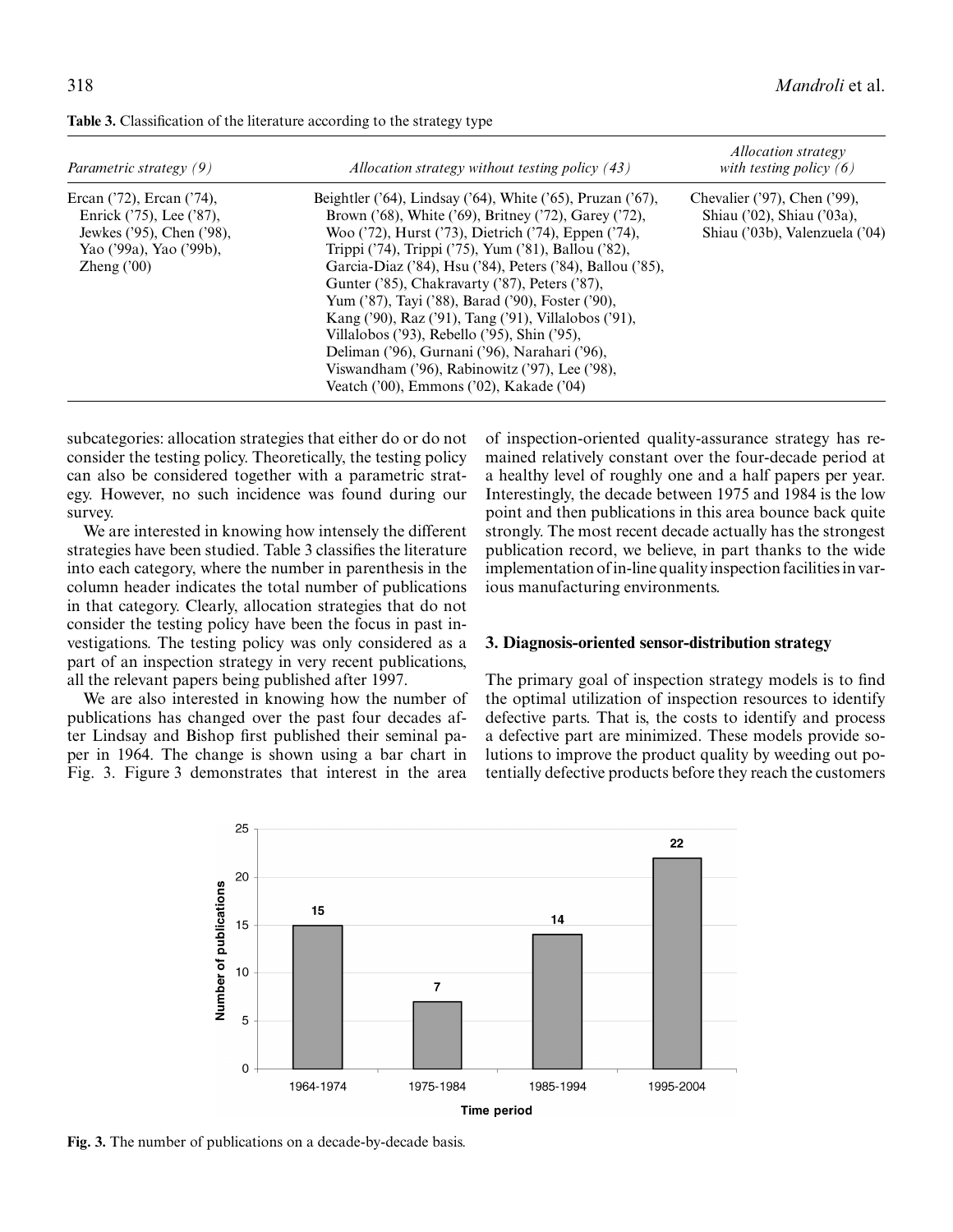**Table 3.** Classification of the literature according to the strategy type

| *Parametric strategy (9)* | *Allocation strategy without testing policy (43)* | *Allocation strategy with testing policy (6)* |
|---|---|---|
| Ercan ('72), Ercan ('74), Enrick ('75), Lee ('87), Jewkes ('95), Chen ('98), Yao ('99a), Yao ('99b), Zheng ('00) | Beightler ('64), Lindsay ('64), White ('65), Pruzan ('67), Brown ('68), White ('69), Britney ('72), Garey ('72), Woo ('72), Hurst ('73), Dietrich ('74), Eppen ('74), Trippi ('74), Trippi ('75), Yum ('81), Ballou ('82), Garcia-Diaz ('84), Hsu ('84), Peters ('84), Ballou ('85), Gunter ('85), Chakravarty ('87), Peters ('87), Yum ('87), Tayi ('88), Barad ('90), Foster ('90), Kang ('90), Raz ('91), Tang ('91), Villalobos ('91), Villalobos ('93), Rebello ('95), Shin ('95), Deliman ('96), Gurnani ('96), Narahari ('96), Viswandham ('96), Rabinowitz ('97), Lee ('98), Veatch ('00), Emmons ('02), Kakade ('04) | Chevalier ('97), Chen ('99), Shiau ('02), Shiau ('03a), Shiau ('03b), Valenzuela ('04) |

subcategories: allocation strategies that either do or do not consider the testing policy. Theoretically, the testing policy can also be considered together with a parametric strategy. However, no such incidence was found during our survey.

We are interested in knowing how intensely the different strategies have been studied. Table 3 classifies the literature into each category, where the number in parenthesis in the column header indicates the total number of publications in that category. Clearly, allocation strategies that do not consider the testing policy have been the focus in past investigations. The testing policy was only considered as a part of an inspection strategy in very recent publications, all the relevant papers being published after 1997.

We are also interested in knowing how the number of publications has changed over the past four decades after Lindsay and Bishop first published their seminal paper in 1964. The change is shown using a bar chart in Fig. 3. Figure 3 demonstrates that interest in the area of inspection-oriented quality-assurance strategy has remained relatively constant over the four-decade period at a healthy level of roughly one and a half papers per year. Interestingly, the decade between 1975 and 1984 is the low point and then publications in this area bounce back quite strongly. The most recent decade actually has the strongest publication record, we believe, in part thanks to the wide implementation of in-line quality inspection facilities in various manufacturing environments.

## 3. Diagnosis-oriented sensor-distribution strategy

The primary goal of inspection strategy models is to find the optimal utilization of inspection resources to identify defective parts. That is, the costs to identify and process a defective part are minimized. These models provide solutions to improve the product quality by weeding out potentially defective products before they reach the customers

| Time period | Number of publications |
|---|---|
| 1964-1974 | 15 |
| 1975-1984 | 7 |
| 1985-1994 | 14 |
| 1995-2004 | 22 |

**Fig. 3.** The number of publications on a decade-by-decade basis.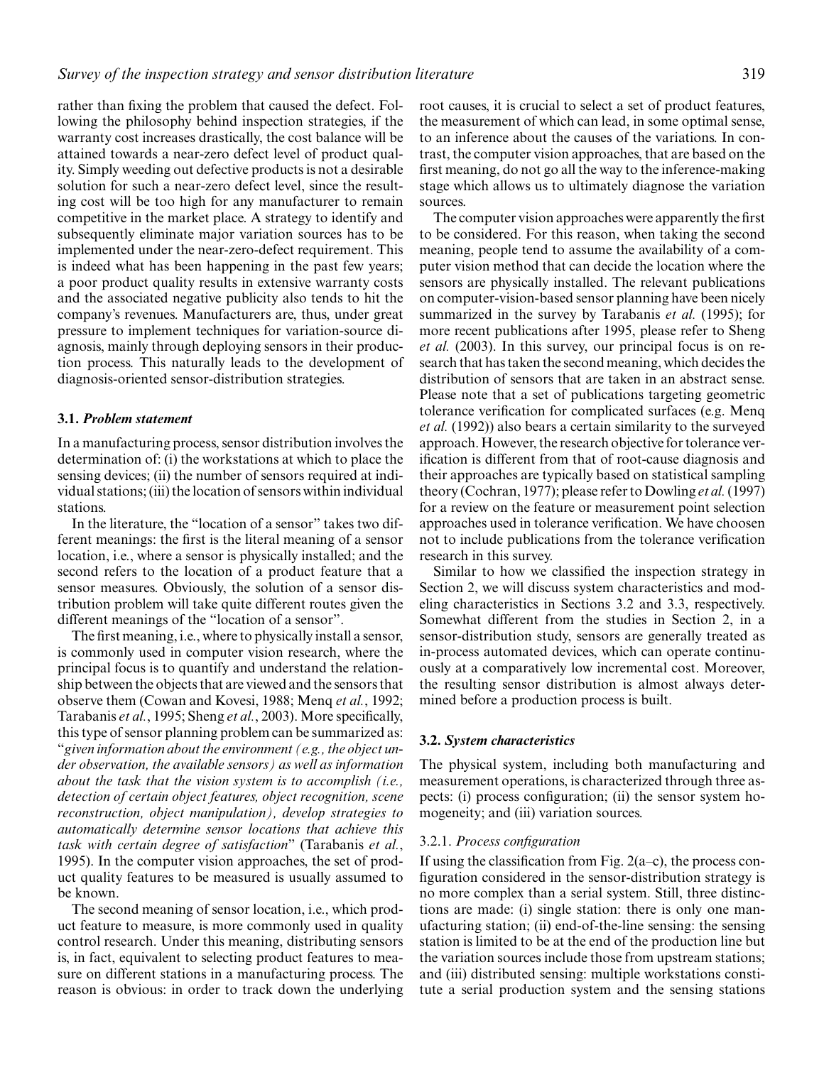rather than fixing the problem that caused the defect. Following the philosophy behind inspection strategies, if the warranty cost increases drastically, the cost balance will be attained towards a near-zero defect level of product quality. Simply weeding out defective products is not a desirable solution for such a near-zero defect level, since the resulting cost will be too high for any manufacturer to remain competitive in the market place. A strategy to identify and subsequently eliminate major variation sources has to be implemented under the near-zero-defect requirement. This is indeed what has been happening in the past few years; a poor product quality results in extensive warranty costs and the associated negative publicity also tends to hit the company's revenues. Manufacturers are, thus, under great pressure to implement techniques for variation-source diagnosis, mainly through deploying sensors in their production process. This naturally leads to the development of diagnosis-oriented sensor-distribution strategies.

### 3.1. *Problem statement*

In a manufacturing process, sensor distribution involves the determination of: (i) the workstations at which to place the sensing devices; (ii) the number of sensors required at individual stations; (iii) the location of sensors within individual stations.

In the literature, the "location of a sensor" takes two different meanings: the first is the literal meaning of a sensor location, i.e., where a sensor is physically installed; and the second refers to the location of a product feature that a sensor measures. Obviously, the solution of a sensor distribution problem will take quite different routes given the different meanings of the "location of a sensor".

The first meaning, i.e., where to physically install a sensor, is commonly used in computer vision research, where the principal focus is to quantify and understand the relationship between the objects that are viewed and the sensors that observe them (Cowan and Kovesi, 1988; Menq *et al.*, 1992; Tarabanis *et al.*, 1995; Sheng *et al.*, 2003). More specifically, this type of sensor planning problem can be summarized as: "*given information about the environment (e.g., the object under observation, the available sensors) as well as information about the task that the vision system is to accomplish (i.e., detection of certain object features, object recognition, scene reconstruction, object manipulation), develop strategies to automatically determine sensor locations that achieve this task with certain degree of satisfaction*" (Tarabanis *et al.*, 1995). In the computer vision approaches, the set of product quality features to be measured is usually assumed to be known.

The second meaning of sensor location, i.e., which product feature to measure, is more commonly used in quality control research. Under this meaning, distributing sensors is, in fact, equivalent to selecting product features to measure on different stations in a manufacturing process. The reason is obvious: in order to track down the underlying root causes, it is crucial to select a set of product features, the measurement of which can lead, in some optimal sense, to an inference about the causes of the variations. In contrast, the computer vision approaches, that are based on the first meaning, do not go all the way to the inference-making stage which allows us to ultimately diagnose the variation sources.

The computer vision approaches were apparently the first to be considered. For this reason, when taking the second meaning, people tend to assume the availability of a computer vision method that can decide the location where the sensors are physically installed. The relevant publications on computer-vision-based sensor planning have been nicely summarized in the survey by Tarabanis *et al.* (1995); for more recent publications after 1995, please refer to Sheng *et al.* (2003). In this survey, our principal focus is on research that has taken the second meaning, which decides the distribution of sensors that are taken in an abstract sense. Please note that a set of publications targeting geometric tolerance verification for complicated surfaces (e.g. Menq *et al.* (1992)) also bears a certain similarity to the surveyed approach. However, the research objective for tolerance verification is different from that of root-cause diagnosis and their approaches are typically based on statistical sampling theory (Cochran, 1977); please refer to Dowling *et al.* (1997) for a review on the feature or measurement point selection approaches used in tolerance verification. We have choosen not to include publications from the tolerance verification research in this survey.

Similar to how we classified the inspection strategy in Section 2, we will discuss system characteristics and modeling characteristics in Sections 3.2 and 3.3, respectively. Somewhat different from the studies in Section 2, in a sensor-distribution study, sensors are generally treated as in-process automated devices, which can operate continuously at a comparatively low incremental cost. Moreover, the resulting sensor distribution is almost always determined before a production process is built.

### 3.2. *System characteristics*

The physical system, including both manufacturing and measurement operations, is characterized through three aspects: (i) process configuration; (ii) the sensor system homogeneity; and (iii) variation sources.

#### 3.2.1. *Process configuration*

If using the classification from Fig. 2(a–c), the process configuration considered in the sensor-distribution strategy is no more complex than a serial system. Still, three distinctions are made: (i) single station: there is only one manufacturing station; (ii) end-of-the-line sensing: the sensing station is limited to be at the end of the production line but the variation sources include those from upstream stations; and (iii) distributed sensing: multiple workstations constitute a serial production system and the sensing stations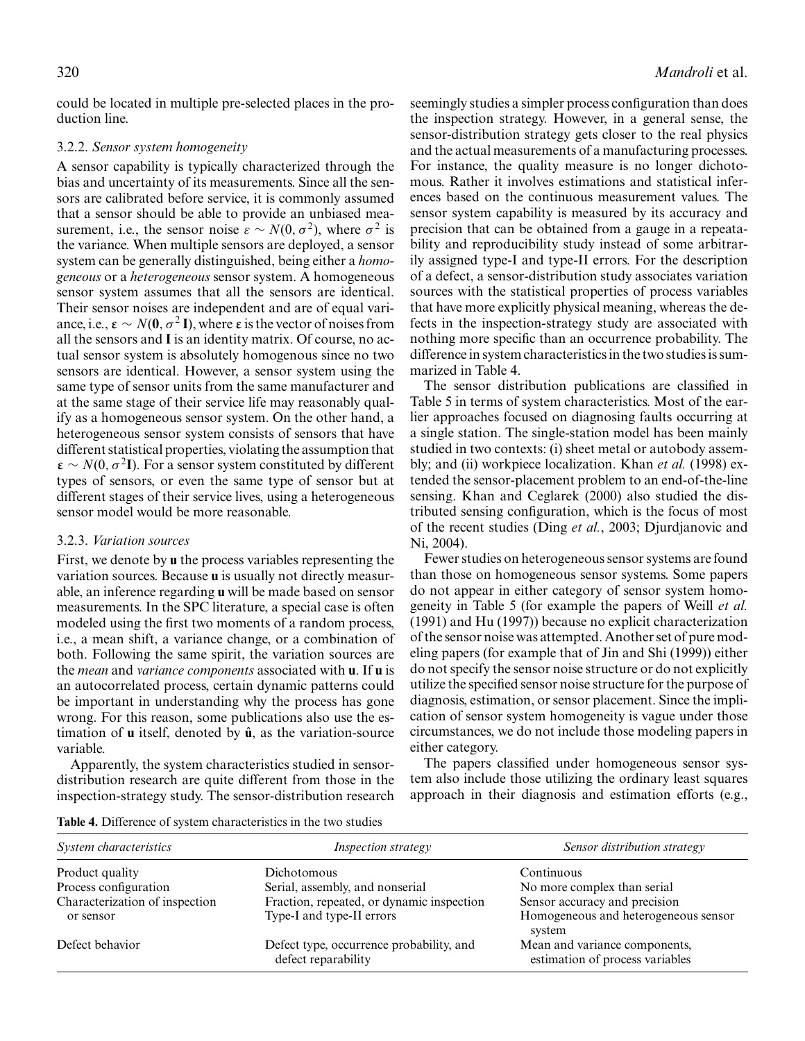could be located in multiple pre-selected places in the production line.

### 3.2.2. *Sensor system homogeneity*

A sensor capability is typically characterized through the bias and uncertainty of its measurements. Since all the sensors are calibrated before service, it is commonly assumed that a sensor should be able to provide an unbiased measurement, i.e., the sensor noise $\varepsilon \sim N(0, \sigma^2)$, where $\sigma^2$ is the variance. When multiple sensors are deployed, a sensor system can be generally distinguished, being either a *homogeneous* or a *heterogeneous* sensor system. A homogeneous sensor system assumes that all the sensors are identical. Their sensor noises are independent and are of equal variance, i.e., $\boldsymbol{\varepsilon} \sim N(\mathbf{0}, \sigma^2\mathbf{I})$, where $\boldsymbol{\varepsilon}$ is the vector of noises from all the sensors and $\mathbf{I}$ is an identity matrix. Of course, no actual sensor system is absolutely homogenous since no two sensors are identical. However, a sensor system using the same type of sensor units from the same manufacturer and at the same stage of their service life may reasonably qualify as a homogeneous sensor system. On the other hand, a heterogeneous sensor system consists of sensors that have different statistical properties, violating the assumption that $\boldsymbol{\varepsilon} \sim N(0, \sigma^2\mathbf{I})$. For a sensor system constituted by different types of sensors, or even the same type of sensor but at different stages of their service lives, using a heterogeneous sensor model would be more reasonable.

### 3.2.3. *Variation sources*

First, we denote by $\mathbf{u}$ the process variables representing the variation sources. Because $\mathbf{u}$ is usually not directly measurable, an inference regarding $\mathbf{u}$ will be made based on sensor measurements. In the SPC literature, a special case is often modeled using the first two moments of a random process, i.e., a mean shift, a variance change, or a combination of both. Following the same spirit, the variation sources are the *mean* and *variance components* associated with $\mathbf{u}$. If $\mathbf{u}$ is an autocorrelated process, certain dynamic patterns could be important in understanding why the process has gone wrong. For this reason, some publications also use the estimation of $\mathbf{u}$ itself, denoted by $\hat{\mathbf{u}}$, as the variation-source variable.

Apparently, the system characteristics studied in sensor-distribution research are quite different from those in the inspection-strategy study. The sensor-distribution research seemingly studies a simpler process configuration than does the inspection strategy. However, in a general sense, the sensor-distribution strategy gets closer to the real physics and the actual measurements of a manufacturing processes. For instance, the quality measure is no longer dichotomous. Rather it involves estimations and statistical inferences based on the continuous measurement values. The sensor system capability is measured by its accuracy and precision that can be obtained from a gauge in a repeatability and reproducibility study instead of some arbitrarily assigned type-I and type-II errors. For the description of a defect, a sensor-distribution study associates variation sources with the statistical properties of process variables that have more explicitly physical meaning, whereas the defects in the inspection-strategy study are associated with nothing more specific than an occurrence probability. The difference in system characteristics in the two studies is summarized in Table 4.

The sensor distribution publications are classified in Table 5 in terms of system characteristics. Most of the earlier approaches focused on diagnosing faults occurring at a single station. The single-station model has been mainly studied in two contexts: (i) sheet metal or autobody assembly; and (ii) workpiece localization. Khan *et al.* (1998) extended the sensor-placement problem to an end-of-the-line sensing. Khan and Ceglarek (2000) also studied the distributed sensing configuration, which is the focus of most of the recent studies (Ding *et al.*, 2003; Djurdjanovic and Ni, 2004).

Fewer studies on heterogeneous sensor systems are found than those on homogeneous sensor systems. Some papers do not appear in either category of sensor system homogeneity in Table 5 (for example the papers of Weill *et al.* (1991) and Hu (1997)) because no explicit characterization of the sensor noise was attempted. Another set of pure modeling papers (for example that of Jin and Shi (1999)) either do not specify the sensor noise structure or do not explicitly utilize the specified sensor noise structure for the purpose of diagnosis, estimation, or sensor placement. Since the implication of sensor system homogeneity is vague under those circumstances, we do not include those modeling papers in either category.

The papers classified under homogeneous sensor system also include those utilizing the ordinary least squares approach in their diagnosis and estimation efforts (e.g.,

**Table 4.** Difference of system characteristics in the two studies

| *System characteristics* | *Inspection strategy* | *Sensor distribution strategy* |
|---|---|---|
| Product quality | Dichotomous | Continuous |
| Process configuration | Serial, assembly, and nonserial | No more complex than serial |
| Characterization of inspection or sensor | Fraction, repeated, or dynamic inspection<br>Type-I and type-II errors | Sensor accuracy and precision<br>Homogeneous and heterogeneous sensor system |
| Defect behavior | Defect type, occurrence probability, and defect reparability | Mean and variance components, estimation of process variables |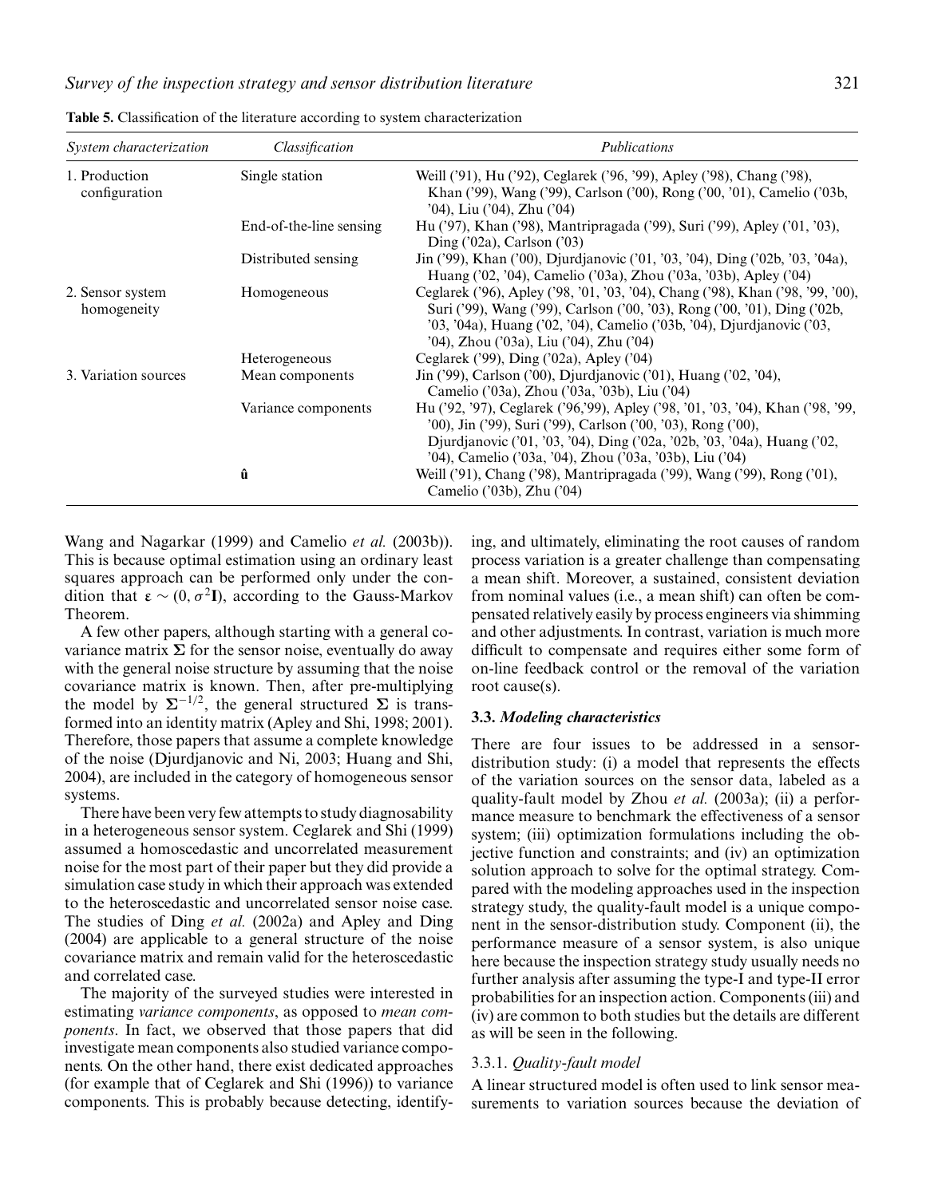**Table 5.** Classification of the literature according to system characterization

| *System characterization* | *Classification* | *Publications* |
|---|---|---|
| 1. Production configuration | Single station | Weill ('91), Hu ('92), Ceglarek ('96, '99), Apley ('98), Chang ('98), Khan ('99), Wang ('99), Carlson ('00), Rong ('00, '01), Camelio ('03b, '04), Liu ('04), Zhu ('04) |
| | End-of-the-line sensing | Hu ('97), Khan ('98), Mantripragada ('99), Suri ('99), Apley ('01, '03), Ding ('02a), Carlson ('03) |
| | Distributed sensing | Jin ('99), Khan ('00), Djurdjanovic ('01, '03, '04), Ding ('02b, '03, '04a), Huang ('02, '04), Camelio ('03a), Zhou ('03a, '03b), Apley ('04) |
| 2. Sensor system homogeneity | Homogeneous | Ceglarek ('96), Apley ('98, '01, '03, '04), Chang ('98), Khan ('98, '99, '00), Suri ('99), Wang ('99), Carlson ('00, '03), Rong ('00, '01), Ding ('02b, '03, '04a), Huang ('02, '04), Camelio ('03b, '04), Djurdjanovic ('03, '04), Zhou ('03a), Liu ('04), Zhu ('04) |
| | Heterogeneous | Ceglarek ('99), Ding ('02a), Apley ('04) |
| 3. Variation sources | Mean components | Jin ('99), Carlson ('00), Djurdjanovic ('01), Huang ('02, '04), Camelio ('03a), Zhou ('03a, '03b), Liu ('04) |
| | Variance components | Hu ('92, '97), Ceglarek ('96,'99), Apley ('98, '01, '03, '04), Khan ('98, '99, '00), Jin ('99), Suri ('99), Carlson ('00, '03), Rong ('00), Djurdjanovic ('01, '03, '04), Ding ('02a, '02b, '03, '04a), Huang ('02, '04), Camelio ('03a, '04), Zhou ('03a, '03b), Liu ('04) |
| | $\hat{\mathbf{u}}$ | Weill ('91), Chang ('98), Mantripragada ('99), Wang ('99), Rong ('01), Camelio ('03b), Zhu ('04) |

Wang and Nagarkar (1999) and Camelio *et al.* (2003b)). This is because optimal estimation using an ordinary least squares approach can be performed only under the condition that $\varepsilon \sim (0, \sigma^2\mathbf{I})$, according to the Gauss-Markov Theorem.

A few other papers, although starting with a general covariance matrix $\boldsymbol{\Sigma}$ for the sensor noise, eventually do away with the general noise structure by assuming that the noise covariance matrix is known. Then, after pre-multiplying the model by $\boldsymbol{\Sigma}^{-1/2}$, the general structured $\boldsymbol{\Sigma}$ is transformed into an identity matrix (Apley and Shi, 1998; 2001). Therefore, those papers that assume a complete knowledge of the noise (Djurdjanovic and Ni, 2003; Huang and Shi, 2004), are included in the category of homogeneous sensor systems.

There have been very few attempts to study diagnosability in a heterogeneous sensor system. Ceglarek and Shi (1999) assumed a homoscedastic and uncorrelated measurement noise for the most part of their paper but they did provide a simulation case study in which their approach was extended to the heteroscedastic and uncorrelated sensor noise case. The studies of Ding *et al.* (2002a) and Apley and Ding (2004) are applicable to a general structure of the noise covariance matrix and remain valid for the heteroscedastic and correlated case.

The majority of the surveyed studies were interested in estimating *variance components*, as opposed to *mean components*. In fact, we observed that those papers that did investigate mean components also studied variance components. On the other hand, there exist dedicated approaches (for example that of Ceglarek and Shi (1996)) to variance components. This is probably because detecting, identifying, and ultimately, eliminating the root causes of random process variation is a greater challenge than compensating a mean shift. Moreover, a sustained, consistent deviation from nominal values (i.e., a mean shift) can often be compensated relatively easily by process engineers via shimming and other adjustments. In contrast, variation is much more difficult to compensate and requires either some form of on-line feedback control or the removal of the variation root cause(s).

### 3.3. *Modeling characteristics*

There are four issues to be addressed in a sensor-distribution study: (i) a model that represents the effects of the variation sources on the sensor data, labeled as a quality-fault model by Zhou *et al.* (2003a); (ii) a performance measure to benchmark the effectiveness of a sensor system; (iii) optimization formulations including the objective function and constraints; and (iv) an optimization solution approach to solve for the optimal strategy. Compared with the modeling approaches used in the inspection strategy study, the quality-fault model is a unique component in the sensor-distribution study. Component (ii), the performance measure of a sensor system, is also unique here because the inspection strategy study usually needs no further analysis after assuming the type-I and type-II error probabilities for an inspection action. Components (iii) and (iv) are common to both studies but the details are different as will be seen in the following.

#### 3.3.1. *Quality-fault model*

A linear structured model is often used to link sensor measurements to variation sources because the deviation of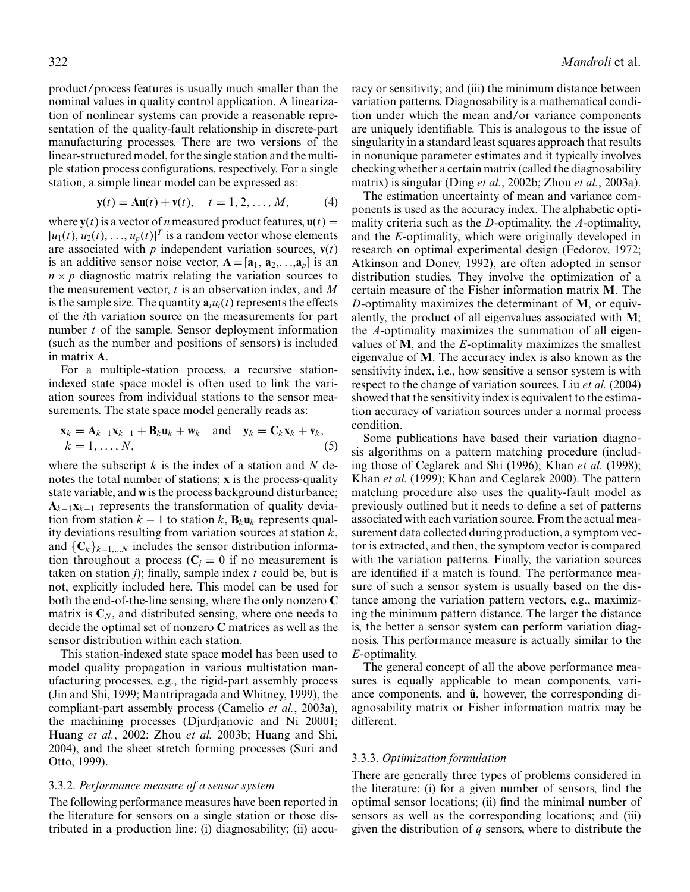product/process features is usually much smaller than the nominal values in quality control application. A linearization of nonlinear systems can provide a reasonable representation of the quality-fault relationship in discrete-part manufacturing processes. There are two versions of the linear-structured model, for the single station and the multiple station process configurations, respectively. For a single station, a simple linear model can be expressed as:

$$\mathbf{y}(t) = \mathbf{A}\mathbf{u}(t) + \mathbf{v}(t), \quad t = 1, 2, \ldots, M, \tag{4}$$

where $\mathbf{y}(t)$ is a vector of $n$ measured product features, $\mathbf{u}(t) = [u_1(t), u_2(t), \ldots, u_p(t)]^T$ is a random vector whose elements are associated with $p$ independent variation sources, $\mathbf{v}(t)$ is an additive sensor noise vector, $\mathbf{A} = [\mathbf{a}_1, \mathbf{a}_2, \ldots, \mathbf{a}_p]$ is an $n \times p$ diagnostic matrix relating the variation sources to the measurement vector, $t$ is an observation index, and $M$ is the sample size. The quantity $\mathbf{a}_i u_i(t)$ represents the effects of the $i$th variation source on the measurements for part number $t$ of the sample. Sensor deployment information (such as the number and positions of sensors) is included in matrix $\mathbf{A}$.

For a multiple-station process, a recursive station-indexed state space model is often used to link the variation sources from individual stations to the sensor measurements. The state space model generally reads as:

$$\mathbf{x}_k = \mathbf{A}_{k-1}\mathbf{x}_{k-1} + \mathbf{B}_k\mathbf{u}_k + \mathbf{w}_k \quad \text{and} \quad \mathbf{y}_k = \mathbf{C}_k\mathbf{x}_k + \mathbf{v}_k, \quad k = 1, \ldots, N, \tag{5}$$

where the subscript $k$ is the index of a station and $N$ denotes the total number of stations; $\mathbf{x}$ is the process-quality state variable, and $\mathbf{w}$ is the process background disturbance; $\mathbf{A}_{k-1}\mathbf{x}_{k-1}$ represents the transformation of quality deviation from station $k-1$ to station $k$, $\mathbf{B}_k\mathbf{u}_k$ represents quality deviations resulting from variation sources at station $k$, and $\{\mathbf{C}_k\}_{k=1,\ldots,N}$ includes the sensor distribution information throughout a process ($\mathbf{C}_j = 0$ if no measurement is taken on station $j$); finally, sample index $t$ could be, but is not, explicitly included here. This model can be used for both the end-of-the-line sensing, where the only nonzero $\mathbf{C}$ matrix is $\mathbf{C}_N$, and distributed sensing, where one needs to decide the optimal set of nonzero $\mathbf{C}$ matrices as well as the sensor distribution within each station.

This station-indexed state space model has been used to model quality propagation in various multistation manufacturing processes, e.g., the rigid-part assembly process (Jin and Shi, 1999; Mantripragada and Whitney, 1999), the compliant-part assembly process (Camelio *et al.*, 2003a), the machining processes (Djurdjanovic and Ni 20001; Huang *et al.*, 2002; Zhou *et al.* 2003b; Huang and Shi, 2004), and the sheet stretch forming processes (Suri and Otto, 1999).

### 3.3.2. *Performance measure of a sensor system*

The following performance measures have been reported in the literature for sensors on a single station or those distributed in a production line: (i) diagnosability; (ii) accuracy or sensitivity; and (iii) the minimum distance between variation patterns. Diagnosability is a mathematical condition under which the mean and/or variance components are uniquely identifiable. This is analogous to the issue of singularity in a standard least squares approach that results in nonunique parameter estimates and it typically involves checking whether a certain matrix (called the diagnosability matrix) is singular (Ding *et al.*, 2002b; Zhou *et al.*, 2003a).

The estimation uncertainty of mean and variance components is used as the accuracy index. The alphabetic optimality criteria such as the *D*-optimality, the *A*-optimality, and the *E*-optimality, which were originally developed in research on optimal experimental design (Fedorov, 1972; Atkinson and Donev, 1992), are often adopted in sensor distribution studies. They involve the optimization of a certain measure of the Fisher information matrix $\mathbf{M}$. The *D*-optimality maximizes the determinant of $\mathbf{M}$, or equivalently, the product of all eigenvalues associated with $\mathbf{M}$; the *A*-optimality maximizes the summation of all eigenvalues of $\mathbf{M}$, and the *E*-optimality maximizes the smallest eigenvalue of $\mathbf{M}$. The accuracy index is also known as the sensitivity index, i.e., how sensitive a sensor system is with respect to the change of variation sources. Liu *et al.* (2004) showed that the sensitivity index is equivalent to the estimation accuracy of variation sources under a normal process condition.

Some publications have based their variation diagnosis algorithms on a pattern matching procedure (including those of Ceglarek and Shi (1996); Khan *et al.* (1998); Khan *et al.* (1999); Khan and Ceglarek 2000). The pattern matching procedure also uses the quality-fault model as previously outlined but it needs to define a set of patterns associated with each variation source. From the actual measurement data collected during production, a symptom vector is extracted, and then, the symptom vector is compared with the variation patterns. Finally, the variation sources are identified if a match is found. The performance measure of such a sensor system is usually based on the distance among the variation pattern vectors, e.g., maximizing the minimum pattern distance. The larger the distance is, the better a sensor system can perform variation diagnosis. This performance measure is actually similar to the *E*-optimality.

The general concept of all the above performance measures is equally applicable to mean components, variance components, and $\hat{\mathbf{u}}$, however, the corresponding diagnosability matrix or Fisher information matrix may be different.

### 3.3.3. *Optimization formulation*

There are generally three types of problems considered in the literature: (i) for a given number of sensors, find the optimal sensor locations; (ii) find the minimal number of sensors as well as the corresponding locations; and (iii) given the distribution of $q$ sensors, where to distribute the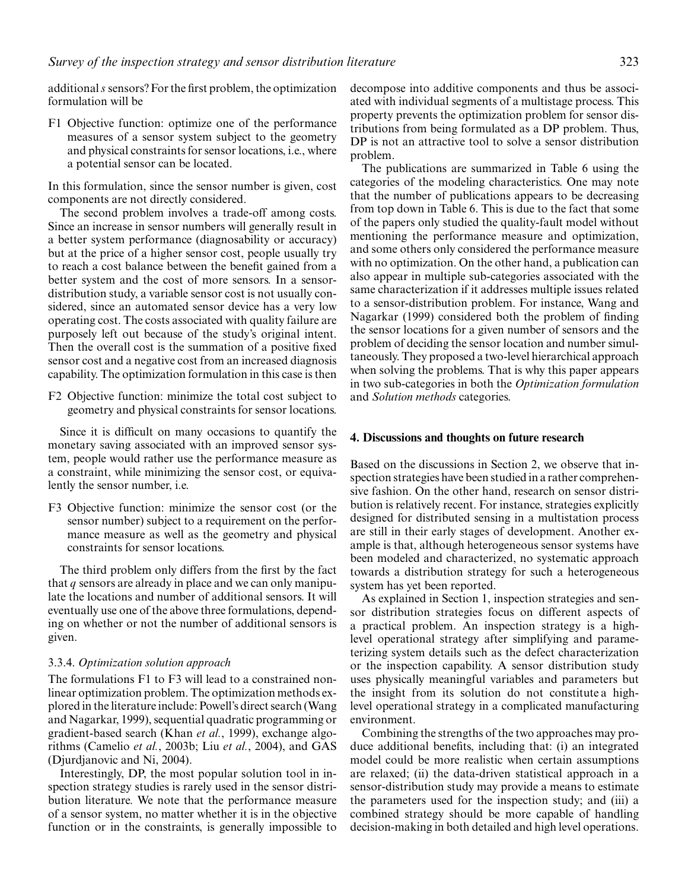additional $s$ sensors? For the first problem, the optimization formulation will be

F1 Objective function: optimize one of the performance measures of a sensor system subject to the geometry and physical constraints for sensor locations, i.e., where a potential sensor can be located.

In this formulation, since the sensor number is given, cost components are not directly considered.

The second problem involves a trade-off among costs. Since an increase in sensor numbers will generally result in a better system performance (diagnosability or accuracy) but at the price of a higher sensor cost, people usually try to reach a cost balance between the benefit gained from a better system and the cost of more sensors. In a sensor-distribution study, a variable sensor cost is not usually considered, since an automated sensor device has a very low operating cost. The costs associated with quality failure are purposely left out because of the study's original intent. Then the overall cost is the summation of a positive fixed sensor cost and a negative cost from an increased diagnosis capability. The optimization formulation in this case is then

F2 Objective function: minimize the total cost subject to geometry and physical constraints for sensor locations.

Since it is difficult on many occasions to quantify the monetary saving associated with an improved sensor system, people would rather use the performance measure as a constraint, while minimizing the sensor cost, or equivalently the sensor number, i.e.

F3 Objective function: minimize the sensor cost (or the sensor number) subject to a requirement on the performance measure as well as the geometry and physical constraints for sensor locations.

The third problem only differs from the first by the fact that $q$ sensors are already in place and we can only manipulate the locations and number of additional sensors. It will eventually use one of the above three formulations, depending on whether or not the number of additional sensors is given.

#### 3.3.4. *Optimization solution approach*

The formulations F1 to F3 will lead to a constrained nonlinear optimization problem. The optimization methods explored in the literature include: Powell's direct search (Wang and Nagarkar, 1999), sequential quadratic programming or gradient-based search (Khan *et al.*, 1999), exchange algorithms (Camelio *et al.*, 2003b; Liu *et al.*, 2004), and GAS (Djurdjanovic and Ni, 2004).

Interestingly, DP, the most popular solution tool in inspection strategy studies is rarely used in the sensor distribution literature. We note that the performance measure of a sensor system, no matter whether it is in the objective function or in the constraints, is generally impossible to decompose into additive components and thus be associated with individual segments of a multistage process. This property prevents the optimization problem for sensor distributions from being formulated as a DP problem. Thus, DP is not an attractive tool to solve a sensor distribution problem.

The publications are summarized in Table 6 using the categories of the modeling characteristics. One may note that the number of publications appears to be decreasing from top down in Table 6. This is due to the fact that some of the papers only studied the quality-fault model without mentioning the performance measure and optimization, and some others only considered the performance measure with no optimization. On the other hand, a publication can also appear in multiple sub-categories associated with the same characterization if it addresses multiple issues related to a sensor-distribution problem. For instance, Wang and Nagarkar (1999) considered both the problem of finding the sensor locations for a given number of sensors and the problem of deciding the sensor location and number simultaneously. They proposed a two-level hierarchical approach when solving the problems. That is why this paper appears in two sub-categories in both the *Optimization formulation* and *Solution methods* categories.

## 4. Discussions and thoughts on future research

Based on the discussions in Section 2, we observe that inspection strategies have been studied in a rather comprehensive fashion. On the other hand, research on sensor distribution is relatively recent. For instance, strategies explicitly designed for distributed sensing in a multistation process are still in their early stages of development. Another example is that, although heterogeneous sensor systems have been modeled and characterized, no systematic approach towards a distribution strategy for such a heterogeneous system has yet been reported.

As explained in Section 1, inspection strategies and sensor distribution strategies focus on different aspects of a practical problem. An inspection strategy is a high-level operational strategy after simplifying and parameterizing system details such as the defect characterization or the inspection capability. A sensor distribution study uses physically meaningful variables and parameters but the insight from its solution do not constitute a high-level operational strategy in a complicated manufacturing environment.

Combining the strengths of the two approaches may produce additional benefits, including that: (i) an integrated model could be more realistic when certain assumptions are relaxed; (ii) the data-driven statistical approach in a sensor-distribution study may provide a means to estimate the parameters used for the inspection study; and (iii) a combined strategy should be more capable of handling decision-making in both detailed and high level operations.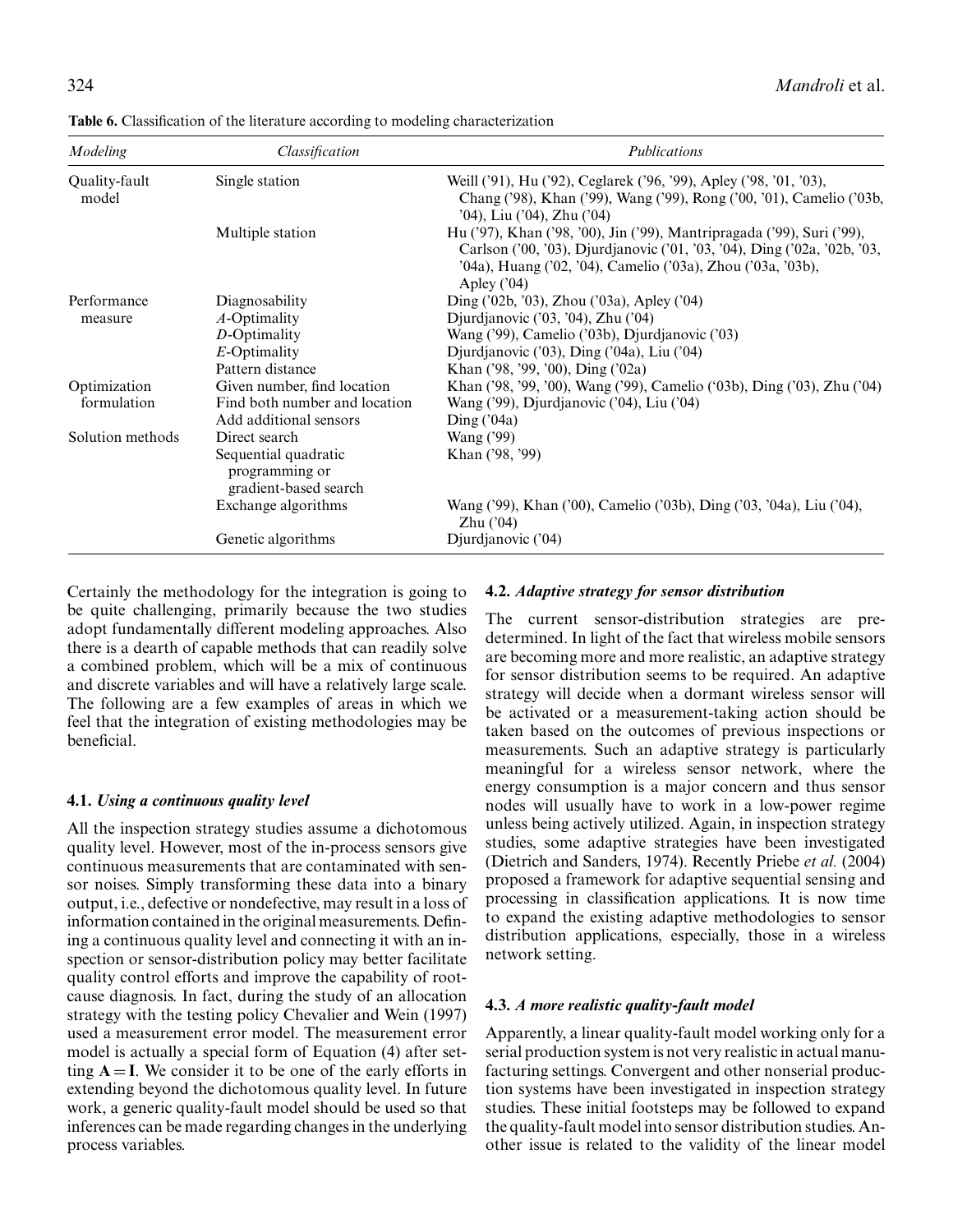**Table 6.** Classification of the literature according to modeling characterization

| *Modeling* | *Classification* | *Publications* |
|---|---|---|
| Quality-fault model | Single station | Weill ('91), Hu ('92), Ceglarek ('96, '99), Apley ('98, '01, '03), Chang ('98), Khan ('99), Wang ('99), Rong ('00, '01), Camelio ('03b, '04), Liu ('04), Zhu ('04) |
| | Multiple station | Hu ('97), Khan ('98, '00), Jin ('99), Mantripragada ('99), Suri ('99), Carlson ('00, '03), Djurdjanovic ('01, '03, '04), Ding ('02a, '02b, '03, '04a), Huang ('02, '04), Camelio ('03a), Zhou ('03a, '03b), Apley ('04) |
| Performance measure | Diagnosability | Ding ('02b, '03), Zhou ('03a), Apley ('04) |
| | *A*-Optimality | Djurdjanovic ('03, '04), Zhu ('04) |
| | *D*-Optimality | Wang ('99), Camelio ('03b), Djurdjanovic ('03) |
| | *E*-Optimality | Djurdjanovic ('03), Ding ('04a), Liu ('04) |
| | Pattern distance | Khan ('98, '99, '00), Ding ('02a) |
| Optimization formulation | Given number, find location | Khan ('98, '99, '00), Wang ('99), Camelio ('03b), Ding ('03), Zhu ('04) |
| | Find both number and location | Wang ('99), Djurdjanovic ('04), Liu ('04) |
| | Add additional sensors | Ding ('04a) |
| Solution methods | Direct search | Wang ('99) |
| | Sequential quadratic programming or gradient-based search | Khan ('98, '99) |
| | Exchange algorithms | Wang ('99), Khan ('00), Camelio ('03b), Ding ('03, '04a), Liu ('04), Zhu ('04) |
| | Genetic algorithms | Djurdjanovic ('04) |

Certainly the methodology for the integration is going to be quite challenging, primarily because the two studies adopt fundamentally different modeling approaches. Also there is a dearth of capable methods that can readily solve a combined problem, which will be a mix of continuous and discrete variables and will have a relatively large scale. The following are a few examples of areas in which we feel that the integration of existing methodologies may be beneficial.

### 4.1. *Using a continuous quality level*

All the inspection strategy studies assume a dichotomous quality level. However, most of the in-process sensors give continuous measurements that are contaminated with sensor noises. Simply transforming these data into a binary output, i.e., defective or nondefective, may result in a loss of information contained in the original measurements. Defining a continuous quality level and connecting it with an inspection or sensor-distribution policy may better facilitate quality control efforts and improve the capability of root-cause diagnosis. In fact, during the study of an allocation strategy with the testing policy Chevalier and Wein (1997) used a measurement error model. The measurement error model is actually a special form of Equation (4) after setting $\mathbf{A} = \mathbf{I}$. We consider it to be one of the early efforts in extending beyond the dichotomous quality level. In future work, a generic quality-fault model should be used so that inferences can be made regarding changes in the underlying process variables.

### 4.2. *Adaptive strategy for sensor distribution*

The current sensor-distribution strategies are predetermined. In light of the fact that wireless mobile sensors are becoming more and more realistic, an adaptive strategy for sensor distribution seems to be required. An adaptive strategy will decide when a dormant wireless sensor will be activated or a measurement-taking action should be taken based on the outcomes of previous inspections or measurements. Such an adaptive strategy is particularly meaningful for a wireless sensor network, where the energy consumption is a major concern and thus sensor nodes will usually have to work in a low-power regime unless being actively utilized. Again, in inspection strategy studies, some adaptive strategies have been investigated (Dietrich and Sanders, 1974). Recently Priebe *et al.* (2004) proposed a framework for adaptive sequential sensing and processing in classification applications. It is now time to expand the existing adaptive methodologies to sensor distribution applications, especially, those in a wireless network setting.

### 4.3. *A more realistic quality-fault model*

Apparently, a linear quality-fault model working only for a serial production system is not very realistic in actual manufacturing settings. Convergent and other nonserial production systems have been investigated in inspection strategy studies. These initial footsteps may be followed to expand the quality-fault model into sensor distribution studies. Another issue is related to the validity of the linear model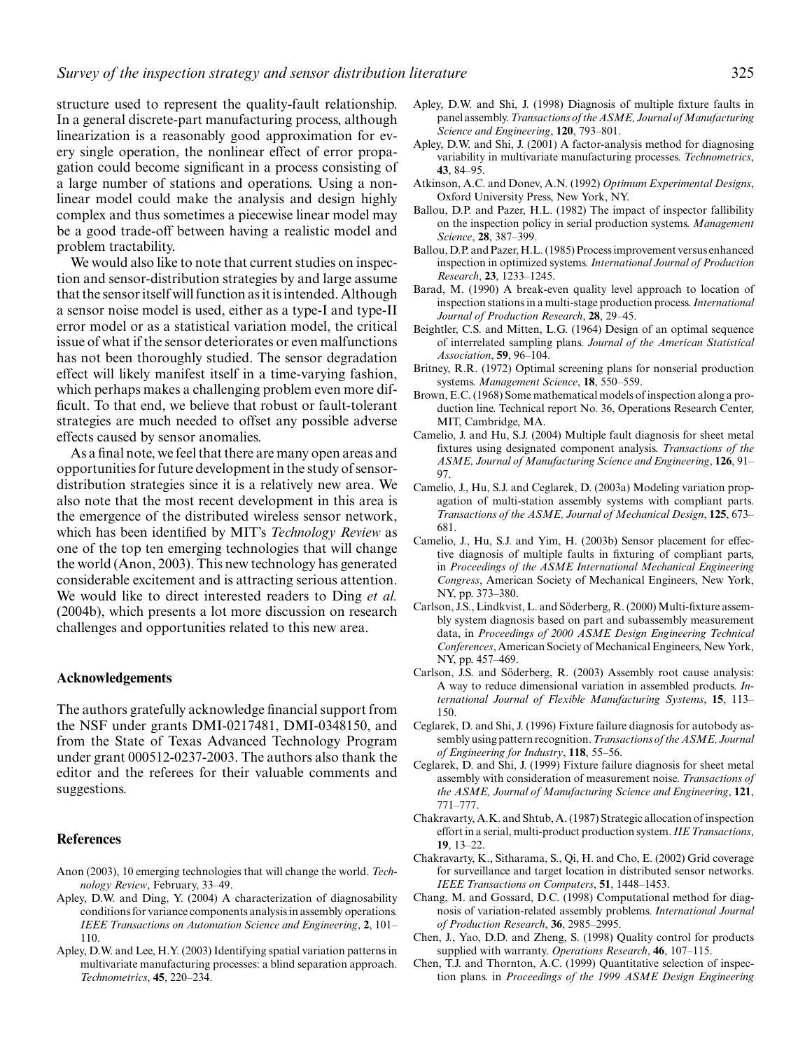structure used to represent the quality-fault relationship. In a general discrete-part manufacturing process, although linearization is a reasonably good approximation for every single operation, the nonlinear effect of error propagation could become significant in a process consisting of a large number of stations and operations. Using a nonlinear model could make the analysis and design highly complex and thus sometimes a piecewise linear model may be a good trade-off between having a realistic model and problem tractability.

We would also like to note that current studies on inspection and sensor-distribution strategies by and large assume that the sensor itself will function as it is intended. Although a sensor noise model is used, either as a type-I and type-II error model or as a statistical variation model, the critical issue of what if the sensor deteriorates or even malfunctions has not been thoroughly studied. The sensor degradation effect will likely manifest itself in a time-varying fashion, which perhaps makes a challenging problem even more difficult. To that end, we believe that robust or fault-tolerant strategies are much needed to offset any possible adverse effects caused by sensor anomalies.

As a final note, we feel that there are many open areas and opportunities for future development in the study of sensor-distribution strategies since it is a relatively new area. We also note that the most recent development in this area is the emergence of the distributed wireless sensor network, which has been identified by MIT's *Technology Review* as one of the top ten emerging technologies that will change the world (Anon, 2003). This new technology has generated considerable excitement and is attracting serious attention. We would like to direct interested readers to Ding *et al.* (2004b), which presents a lot more discussion on research challenges and opportunities related to this new area.

## Acknowledgements

The authors gratefully acknowledge financial support from the NSF under grants DMI-0217481, DMI-0348150, and from the State of Texas Advanced Technology Program under grant 000512-0237-2003. The authors also thank the editor and the referees for their valuable comments and suggestions.

## References

Anon (2003), 10 emerging technologies that will change the world. *Technology Review*, February, 33–49.

Apley, D.W. and Ding, Y. (2004) A characterization of diagnosability conditions for variance components analysis in assembly operations. *IEEE Transactions on Automation Science and Engineering*, **2**, 101–110.

Apley, D.W. and Lee, H.Y. (2003) Identifying spatial variation patterns in multivariate manufacturing processes: a blind separation approach. *Technometrics*, **45**, 220–234.

Apley, D.W. and Shi, J. (1998) Diagnosis of multiple fixture faults in panel assembly. *Transactions of the ASME, Journal of Manufacturing Science and Engineering*, **120**, 793–801.

Apley, D.W. and Shi, J. (2001) A factor-analysis method for diagnosing variability in multivariate manufacturing processes. *Technometrics*, **43**, 84–95.

Atkinson, A.C. and Donev, A.N. (1992) *Optimum Experimental Designs*, Oxford University Press, New York, NY.

Ballou, D.P. and Pazer, H.L. (1982) The impact of inspector fallibility on the inspection policy in serial production systems. *Management Science*, **28**, 387–399.

Ballou, D.P. and Pazer, H.L. (1985) Process improvement versus enhanced inspection in optimized systems. *International Journal of Production Research*, **23**, 1233–1245.

Barad, M. (1990) A break-even quality level approach to location of inspection stations in a multi-stage production process. *International Journal of Production Research*, **28**, 29–45.

Beightler, C.S. and Mitten, L.G. (1964) Design of an optimal sequence of interrelated sampling plans. *Journal of the American Statistical Association*, **59**, 96–104.

Britney, R.R. (1972) Optimal screening plans for nonserial production systems. *Management Science*, **18**, 550–559.

Brown, E.C. (1968) Some mathematical models of inspection along a production line. Technical report No. 36, Operations Research Center, MIT, Cambridge, MA.

Camelio, J. and Hu, S.J. (2004) Multiple fault diagnosis for sheet metal fixtures using designated component analysis. *Transactions of the ASME, Journal of Manufacturing Science and Engineering*, **126**, 91–97.

Camelio, J., Hu, S.J. and Ceglarek, D. (2003a) Modeling variation propagation of multi-station assembly systems with compliant parts. *Transactions of the ASME, Journal of Mechanical Design*, **125**, 673–681.

Camelio, J., Hu, S.J. and Yim, H. (2003b) Sensor placement for effective diagnosis of multiple faults in fixturing of compliant parts, in *Proceedings of the ASME International Mechanical Engineering Congress*, American Society of Mechanical Engineers, New York, NY, pp. 373–380.

Carlson, J.S., Lindkvist, L. and Söderberg, R. (2000) Multi-fixture assembly system diagnosis based on part and subassembly measurement data, in *Proceedings of 2000 ASME Design Engineering Technical Conferences*, American Society of Mechanical Engineers, New York, NY, pp. 457–469.

Carlson, J.S. and Söderberg, R. (2003) Assembly root cause analysis: A way to reduce dimensional variation in assembled products. *International Journal of Flexible Manufacturing Systems*, **15**, 113–150.

Ceglarek, D. and Shi, J. (1996) Fixture failure diagnosis for autobody assembly using pattern recognition. *Transactions of the ASME, Journal of Engineering for Industry*, **118**, 55–56.

Ceglarek, D. and Shi, J. (1999) Fixture failure diagnosis for sheet metal assembly with consideration of measurement noise. *Transactions of the ASME, Journal of Manufacturing Science and Engineering*, **121**, 771–777.

Chakravarty, A.K. and Shtub, A. (1987) Strategic allocation of inspection effort in a serial, multi-product production system. *IIE Transactions*, **19**, 13–22.

Chakravarty, K., Sitharama, S., Qi, H. and Cho, E. (2002) Grid coverage for surveillance and target location in distributed sensor networks. *IEEE Transactions on Computers*, **51**, 1448–1453.

Chang, M. and Gossard, D.C. (1998) Computational method for diagnosis of variation-related assembly problems. *International Journal of Production Research*, **36**, 2985–2995.

Chen, J., Yao, D.D. and Zheng, S. (1998) Quality control for products supplied with warranty. *Operations Research*, **46**, 107–115.

Chen, T.J. and Thornton, A.C. (1999) Quantitative selection of inspection plans. in *Proceedings of the 1999 ASME Design Engineering*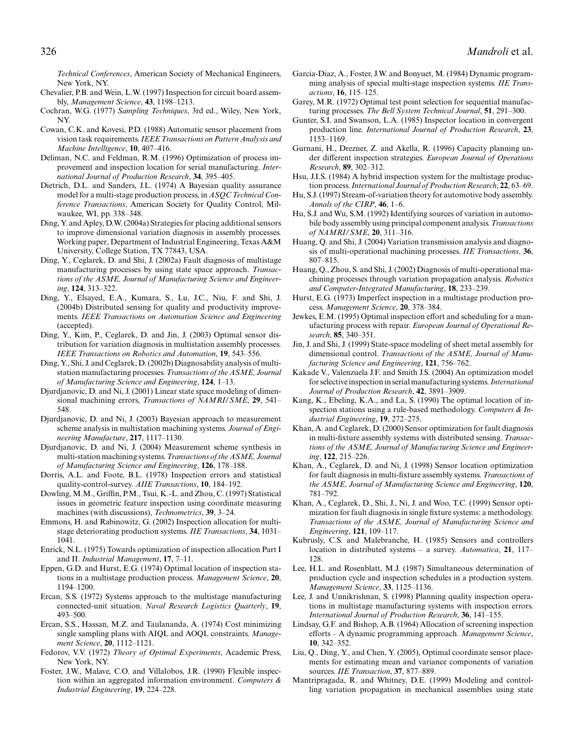*Technical Conferences*, American Society of Mechanical Engineers, New York, NY.

Chevalier, P.B. and Wein, L.W. (1997) Inspection for circuit board assembly, *Management Science*, **43**, 1198–1213.

Cochran, W.G. (1977) *Sampling Techniques*, 3rd ed., Wiley, New York, NY.

Cowan, C.K. and Kovesi, P.D. (1988) Automatic sensor placement from vision task requirements. *IEEE Transactions on Pattern Analysis and Machine Intelligence*, **10**, 407–416.

Deliman, N.C. and Feldman, R.M. (1996) Optimization of process improvement and inspection location for serial manufacturing. *International Journal of Production Research*, **34**, 395–405.

Dietrich, D.L. and Sanders, J.L. (1974) A Bayesian quality assurance model for a multi-stage production process, in *ASQC Technical Conference Transactions*, American Society for Quality Control, Milwaukee, WI, pp. 338–348.

Ding, Y. and Apley, D.W. (2004a) Strategies for placing additional sensors to improve dimensional variation diagnosis in assembly processes. Working paper, Department of Industrial Engineering, Texas A&M University, College Station, TX 77843, USA.

Ding, Y., Ceglarek, D. and Shi, J. (2002a) Fault diagnosis of multistage manufacturing processes by using state space approach. *Transactions of the ASME, Journal of Manufacturing Science and Engineering*, **124**, 313–322.

Ding, Y., Elsayed, E.A., Kumara, S., Lu, J.C., Niu, F. and Shi, J. (2004b) Distributed sensing for quality and productivity improvements. *IEEE Transactions on Automation Science and Engineering* (accepted).

Ding, Y., Kim, P., Ceglarek, D. and Jin, J. (2003) Optimal sensor distribution for variation diagnosis in multistation assembly processes. *IEEE Transactions on Robotics and Automation*, **19**, 543–556.

Ding, Y., Shi, J. and Ceglarek, D. (2002b) Diagnosability analysis of multistation manufacturing processes. *Transactions of the ASME, Journal of Manufacturing Science and Engineering*, **124**, 1–13.

Djurdjanovic, D. and Ni, J. (2001) Linear state space modeling of dimensional machining errors, *Transactions of NAMRI/SME*, **29**, 541–548.

Djurdjanovic, D. and Ni, J. (2003) Bayesian approach to measurement scheme analysis in multistation machining systems. *Journal of Engineering Manufacture*, **217**, 1117–1130.

Djurdjanovic, D. and Ni, J. (2004) Measurement scheme synthesis in multi-station machining systems. *Transactions of the ASME, Journal of Manufacturing Science and Engineering*, **126**, 178–188.

Dorris, A.L. and Foote, B.L. (1978) Inspection errors and statistical quality-control-survey. *AIIE Transactions*, **10**, 184–192.

Dowling, M.M., Griffin, P.M., Tsui, K.-L. and Zhou, C. (1997) Statistical issues in geometric feature inspection using coordinate measuring machines (with discussions), *Technometrics*, **39**, 3–24.

Emmons, H. and Rabinowitz, G. (2002) Inspection allocation for multistage deteriorating production systems. *IIE Transactions*, **34**, 1031–1041.

Enrick, N.L. (1975) Towards optimization of inspection allocation Part I and II. *Industrial Management*, **17**, 7–11.

Eppen, G.D. and Hurst, E.G. (1974) Optimal location of inspection stations in a multistage production process. *Management Science*, **20**, 1194–1200.

Ercan, S.S. (1972) Systems approach to the multistage manufacturing connected-unit situation. *Naval Research Logistics Quarterly*, **19**, 493–500.

Ercan, S.S., Hassan, M.Z. and Taulananda, A. (1974) Cost minimizing single sampling plans with AIQL and AOQL constraints. *Management Science*, **20**, 1112–1121.

Fedorov, V.V. (1972) *Theory of Optimal Experiments*, Academic Press, New York, NY.

Foster, J.W., Malave, C.O. and Villalobos, J.R. (1990) Flexible inspection within an aggregated information environment. *Computers & Industrial Engineering*, **19**, 224–228.

Garcia-Diaz, A., Foster, J.W. and Bonyuet, M. (1984) Dynamic programming analysis of special multi-stage inspection systems. *IIE Transactions*, **16**, 115–125.

Garey, M.R. (1972) Optimal test point selection for sequential manufacturing processes. *The Bell System Technical Journal*, **51**, 291–300.

Gunter, S.I. and Swanson, L.A. (1985) Inspector location in convergent production line. *International Journal of Production Research*, **23**, 1153–1169.

Gurnani, H., Drezner, Z. and Akella, R. (1996) Capacity planning under different inspection strategies. *European Journal of Operations Research*, **89**, 302–312.

Hsu, J.I.S. (1984) A hybrid inspection system for the multistage production process. *International Journal of Production Research*, **22**, 63–69.

Hu, S.J. (1997) Stream-of-variation theory for automotive body assembly. *Annals of the CIRP*, **46**, 1–6.

Hu, S.J. and Wu, S.M. (1992) Identifying sources of variation in automobile body assembly using principal component analysis. *Transactions of NAMRI/SME*, **20**, 311–316.

Huang, Q. and Shi, J. (2004) Variation transmission analysis and diagnosis of multi-operational machining processes. *IIE Transactions*, **36**, 807–815.

Huang, Q., Zhou, S. and Shi, J. (2002) Diagnosis of multi-operational machining processes through variation propagation analysis. *Robotics and Computer-Integrated Manufacturing*, **18**, 233–239.

Hurst, E.G. (1973) Imperfect inspection in a multistage production process. *Management Science*, **20**, 378–384.

Jewkes, E.M. (1995) Optimal inspection effort and scheduling for a manufacturing process with repair. *European Journal of Operational Research*, **85**, 340–351.

Jin, J. and Shi, J. (1999) State-space modeling of sheet metal assembly for dimensional control. *Transactions of the ASME, Journal of Manufacturing Science and Engineering*, **121**, 756–762.

Kakade V., Valenzuela J.F. and Smith J.S. (2004) An optimization model for selective inspection in serial manufacturing systems. *International Journal of Production Research*, **42**, 3891–3909.

Kang, K., Ebeling, K.A., and La, S. (1990) The optimal location of inspection stations using a rule-based methodology. *Computers & Industrial Engineering*, **19**, 272–275.

Khan, A. and Ceglarek, D. (2000) Sensor optimization for fault diagnosis in multi-fixture assembly systems with distributed sensing. *Transactions of the ASME, Journal of Manufacturing Science and Engineering*, **122**, 215–226.

Khan, A., Ceglarek, D. and Ni, J. (1998) Sensor location optimization for fault diagnosis in multi-fixture assembly systems. *Transactions of the ASME, Journal of Manufacturing Science and Engineering*, **120**, 781–792.

Khan, A., Ceglarek, D., Shi, J., Ni, J. and Woo, T.C. (1999) Sensor optimization for fault diagnosis in single fixture systems: a methodology. *Transactions of the ASME, Journal of Manufacturing Science and Engineering*, **121**, 109–117.

Kubrusly, C.S. and Malebranche, H. (1985) Sensors and controllers location in distributed systems – a survey. *Automatica*, **21**, 117–128.

Lee, H.L. and Rosenblatt, M.J. (1987) Simultaneous determination of production cycle and inspection schedules in a production system. *Management Science*, **33**, 1125–1136.

Lee, J. and Unnikrishnan, S. (1998) Planning quality inspection operations in multistage manufacturing systems with inspection errors. *International Journal of Production Research*, **36**, 141–155.

Lindsay, G.F. and Bishop, A.B. (1964) Allocation of screening inspection efforts – A dynamic programming approach. *Management Science*, **10**, 342–352.

Liu, Q., Ding, Y., and Chen, Y. (2005), Optimal coordinate sensor placements for estimating mean and variance components of variation sources. *IIE Transaction*, **37**, 877–889.

Mantripragada, R. and Whitney, D.E. (1999) Modeling and controlling variation propagation in mechanical assemblies using state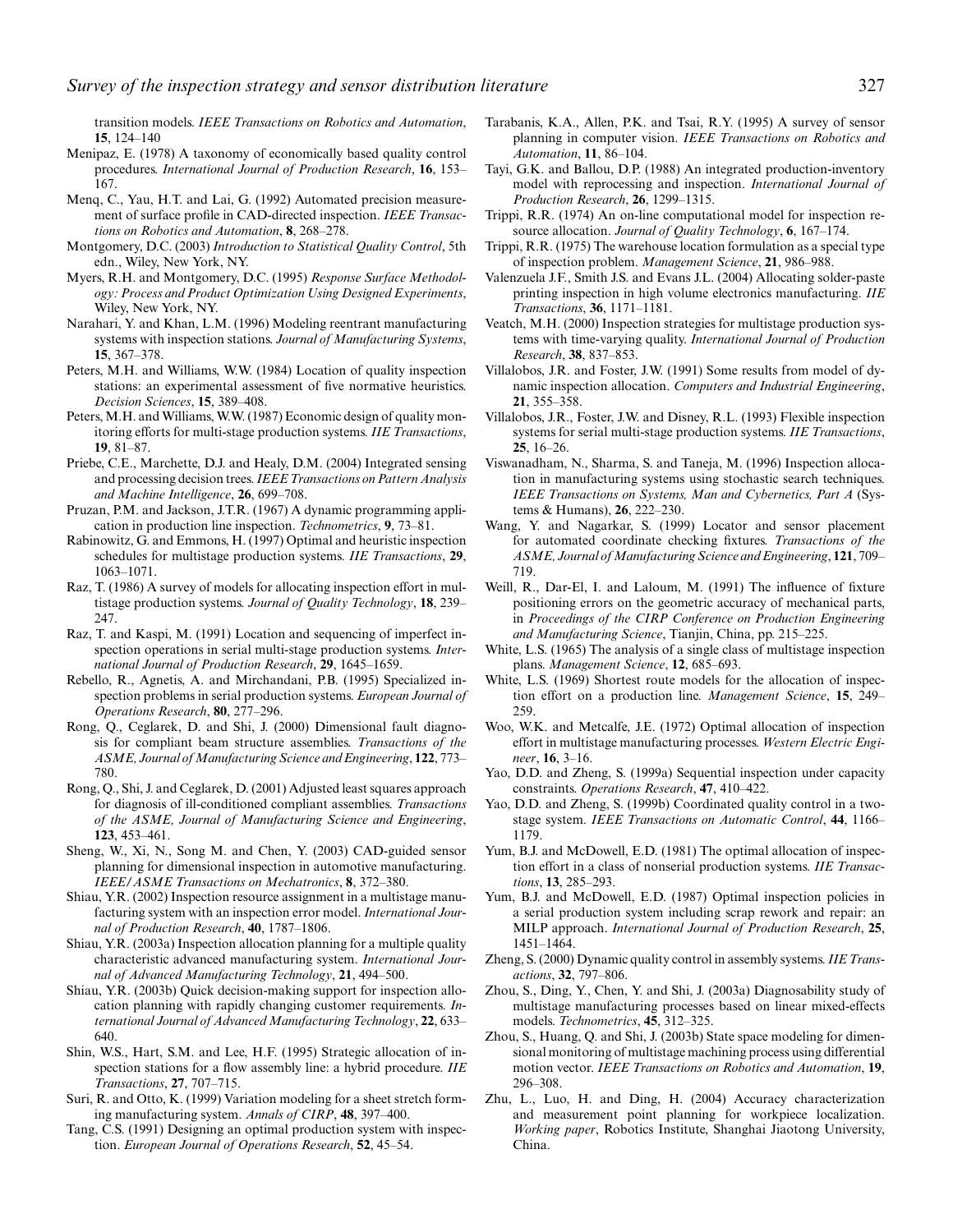transition models. *IEEE Transactions on Robotics and Automation*, **15**, 124–140

Menipaz, E. (1978) A taxonomy of economically based quality control procedures. *International Journal of Production Research*, **16**, 153–167.

Menq, C., Yau, H.T. and Lai, G. (1992) Automated precision measurement of surface profile in CAD-directed inspection. *IEEE Transactions on Robotics and Automation*, **8**, 268–278.

Montgomery, D.C. (2003) *Introduction to Statistical Quality Control*, 5th edn., Wiley, New York, NY.

Myers, R.H. and Montgomery, D.C. (1995) *Response Surface Methodology: Process and Product Optimization Using Designed Experiments*, Wiley, New York, NY.

Narahari, Y. and Khan, L.M. (1996) Modeling reentrant manufacturing systems with inspection stations. *Journal of Manufacturing Systems*, **15**, 367–378.

Peters, M.H. and Williams, W.W. (1984) Location of quality inspection stations: an experimental assessment of five normative heuristics. *Decision Sciences*, **15**, 389–408.

Peters, M.H. and Williams, W.W. (1987) Economic design of quality monitoring efforts for multi-stage production systems. *IIE Transactions*, **19**, 81–87.

Priebe, C.E., Marchette, D.J. and Healy, D.M. (2004) Integrated sensing and processing decision trees. *IEEE Transactions on Pattern Analysis and Machine Intelligence*, **26**, 699–708.

Pruzan, P.M. and Jackson, J.T.R. (1967) A dynamic programming application in production line inspection. *Technometrics*, **9**, 73–81.

Rabinowitz, G. and Emmons, H. (1997) Optimal and heuristic inspection schedules for multistage production systems. *IIE Transactions*, **29**, 1063–1071.

Raz, T. (1986) A survey of models for allocating inspection effort in multistage production systems. *Journal of Quality Technology*, **18**, 239–247.

Raz, T. and Kaspi, M. (1991) Location and sequencing of imperfect inspection operations in serial multi-stage production systems. *International Journal of Production Research*, **29**, 1645–1659.

Rebello, R., Agnetis, A. and Mirchandani, P.B. (1995) Specialized inspection problems in serial production systems. *European Journal of Operations Research*, **80**, 277–296.

Rong, Q., Ceglarek, D. and Shi, J. (2000) Dimensional fault diagnosis for compliant beam structure assemblies. *Transactions of the ASME, Journal of Manufacturing Science and Engineering*, **122**, 773–780.

Rong, Q., Shi, J. and Ceglarek, D. (2001) Adjusted least squares approach for diagnosis of ill-conditioned compliant assemblies. *Transactions of the ASME, Journal of Manufacturing Science and Engineering*, **123**, 453–461.

Sheng, W., Xi, N., Song M. and Chen, Y. (2003) CAD-guided sensor planning for dimensional inspection in automotive manufacturing. *IEEE/ASME Transactions on Mechatronics*, **8**, 372–380.

Shiau, Y.R. (2002) Inspection resource assignment in a multistage manufacturing system with an inspection error model. *International Journal of Production Research*, **40**, 1787–1806.

Shiau, Y.R. (2003a) Inspection allocation planning for a multiple quality characteristic advanced manufacturing system. *International Journal of Advanced Manufacturing Technology*, **21**, 494–500.

Shiau, Y.R. (2003b) Quick decision-making support for inspection allocation planning with rapidly changing customer requirements. *International Journal of Advanced Manufacturing Technology*, **22**, 633–640.

Shin, W.S., Hart, S.M. and Lee, H.F. (1995) Strategic allocation of inspection stations for a flow assembly line: a hybrid procedure. *IIE Transactions*, **27**, 707–715.

Suri, R. and Otto, K. (1999) Variation modeling for a sheet stretch forming manufacturing system. *Annals of CIRP*, **48**, 397–400.

Tang, C.S. (1991) Designing an optimal production system with inspection. *European Journal of Operations Research*, **52**, 45–54.

Tarabanis, K.A., Allen, P.K. and Tsai, R.Y. (1995) A survey of sensor planning in computer vision. *IEEE Transactions on Robotics and Automation*, **11**, 86–104.

Tayi, G.K. and Ballou, D.P. (1988) An integrated production-inventory model with reprocessing and inspection. *International Journal of Production Research*, **26**, 1299–1315.

Trippi, R.R. (1974) An on-line computational model for inspection resource allocation. *Journal of Quality Technology*, **6**, 167–174.

Trippi, R.R. (1975) The warehouse location formulation as a special type of inspection problem. *Management Science*, **21**, 986–988.

Valenzuela J.F., Smith J.S. and Evans J.L. (2004) Allocating solder-paste printing inspection in high volume electronics manufacturing. *IIE Transactions*, **36**, 1171–1181.

Veatch, M.H. (2000) Inspection strategies for multistage production systems with time-varying quality. *International Journal of Production Research*, **38**, 837–853.

Villalobos, J.R. and Foster, J.W. (1991) Some results from model of dynamic inspection allocation. *Computers and Industrial Engineering*, **21**, 355–358.

Villalobos, J.R., Foster, J.W. and Disney, R.L. (1993) Flexible inspection systems for serial multi-stage production systems. *IIE Transactions*, **25**, 16–26.

Viswanadham, N., Sharma, S. and Taneja, M. (1996) Inspection allocation in manufacturing systems using stochastic search techniques. *IEEE Transactions on Systems, Man and Cybernetics, Part A* (Systems & Humans), **26**, 222–230.

Wang, Y. and Nagarkar, S. (1999) Locator and sensor placement for automated coordinate checking fixtures. *Transactions of the ASME, Journal of Manufacturing Science and Engineering*, **121**, 709–719.

Weill, R., Dar-El, I. and Laloum, M. (1991) The influence of fixture positioning errors on the geometric accuracy of mechanical parts, in *Proceedings of the CIRP Conference on Production Engineering and Manufacturing Science*, Tianjin, China, pp. 215–225.

White, L.S. (1965) The analysis of a single class of multistage inspection plans. *Management Science*, **12**, 685–693.

White, L.S. (1969) Shortest route models for the allocation of inspection effort on a production line. *Management Science*, **15**, 249–259.

Woo, W.K. and Metcalfe, J.E. (1972) Optimal allocation of inspection effort in multistage manufacturing processes. *Western Electric Engineer*, **16**, 3–16.

Yao, D.D. and Zheng, S. (1999a) Sequential inspection under capacity constraints. *Operations Research*, **47**, 410–422.

Yao, D.D. and Zheng, S. (1999b) Coordinated quality control in a two-stage system. *IEEE Transactions on Automatic Control*, **44**, 1166–1179.

Yum, B.J. and McDowell, E.D. (1981) The optimal allocation of inspection effort in a class of nonserial production systems. *IIE Transactions*, **13**, 285–293.

Yum, B.J. and McDowell, E.D. (1987) Optimal inspection policies in a serial production system including scrap rework and repair: an MILP approach. *International Journal of Production Research*, **25**, 1451–1464.

Zheng, S. (2000) Dynamic quality control in assembly systems. *IIE Transactions*, **32**, 797–806.

Zhou, S., Ding, Y., Chen, Y. and Shi, J. (2003a) Diagnosability study of multistage manufacturing processes based on linear mixed-effects models. *Technometrics*, **45**, 312–325.

Zhou, S., Huang, Q. and Shi, J. (2003b) State space modeling for dimensional monitoring of multistage machining process using differential motion vector. *IEEE Transactions on Robotics and Automation*, **19**, 296–308.

Zhu, L., Luo, H. and Ding, H. (2004) Accuracy characterization and measurement point planning for workpiece localization. *Working paper*, Robotics Institute, Shanghai Jiaotong University, China.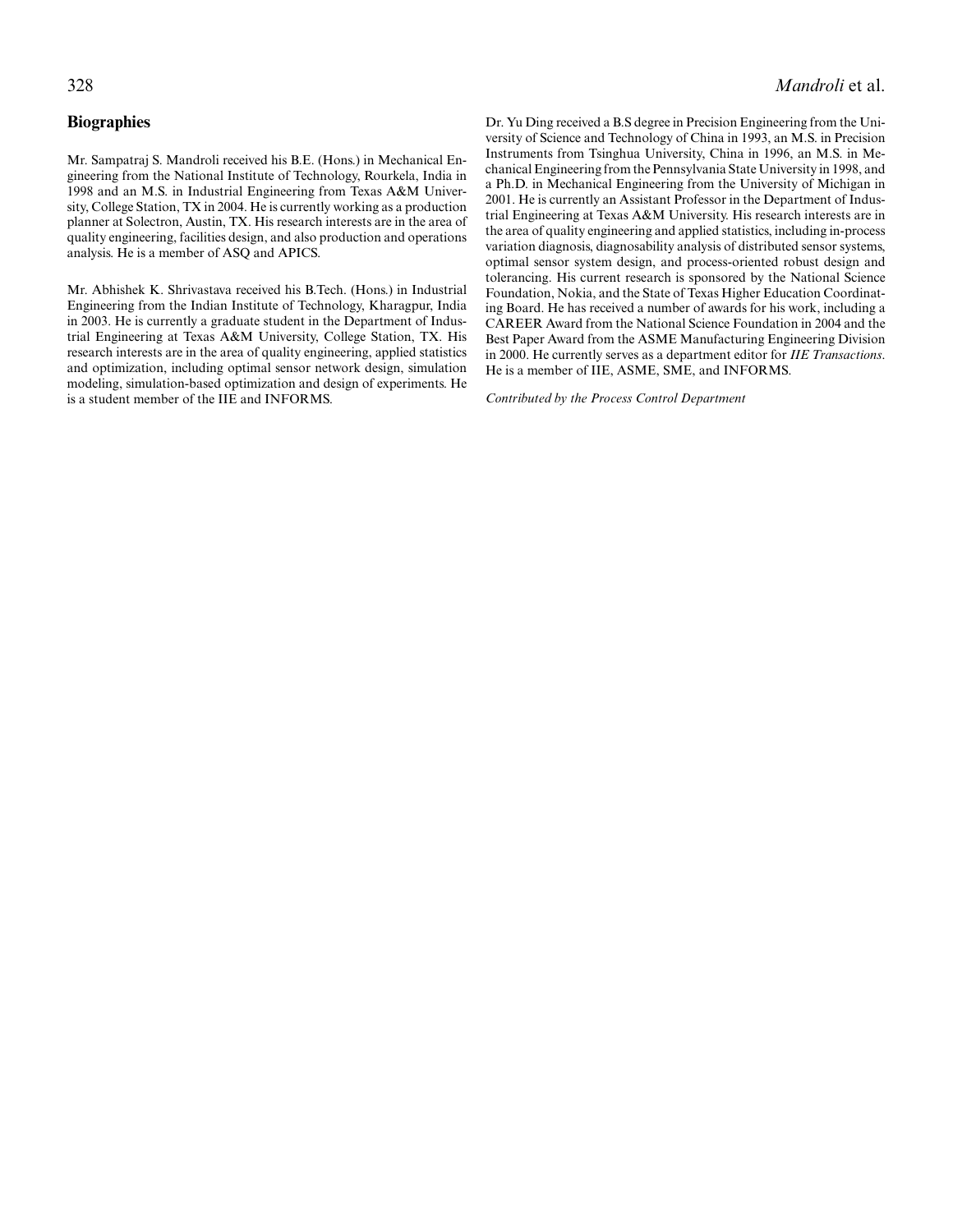## Biographies

Mr. Sampatraj S. Mandroli received his B.E. (Hons.) in Mechanical Engineering from the National Institute of Technology, Rourkela, India in 1998 and an M.S. in Industrial Engineering from Texas A&M University, College Station, TX in 2004. He is currently working as a production planner at Solectron, Austin, TX. His research interests are in the area of quality engineering, facilities design, and also production and operations analysis. He is a member of ASQ and APICS.

Mr. Abhishek K. Shrivastava received his B.Tech. (Hons.) in Industrial Engineering from the Indian Institute of Technology, Kharagpur, India in 2003. He is currently a graduate student in the Department of Industrial Engineering at Texas A&M University, College Station, TX. His research interests are in the area of quality engineering, applied statistics and optimization, including optimal sensor network design, simulation modeling, simulation-based optimization and design of experiments. He is a student member of the IIE and INFORMS.

Dr. Yu Ding received a B.S degree in Precision Engineering from the University of Science and Technology of China in 1993, an M.S. in Precision Instruments from Tsinghua University, China in 1996, an M.S. in Mechanical Engineering from the Pennsylvania State University in 1998, and a Ph.D. in Mechanical Engineering from the University of Michigan in 2001. He is currently an Assistant Professor in the Department of Industrial Engineering at Texas A&M University. His research interests are in the area of quality engineering and applied statistics, including in-process variation diagnosis, diagnosability analysis of distributed sensor systems, optimal sensor system design, and process-oriented robust design and tolerancing. His current research is sponsored by the National Science Foundation, Nokia, and the State of Texas Higher Education Coordinating Board. He has received a number of awards for his work, including a CAREER Award from the National Science Foundation in 2004 and the Best Paper Award from the ASME Manufacturing Engineering Division in 2000. He currently serves as a department editor for *IIE Transactions*. He is a member of IIE, ASME, SME, and INFORMS.

*Contributed by the Process Control Department*